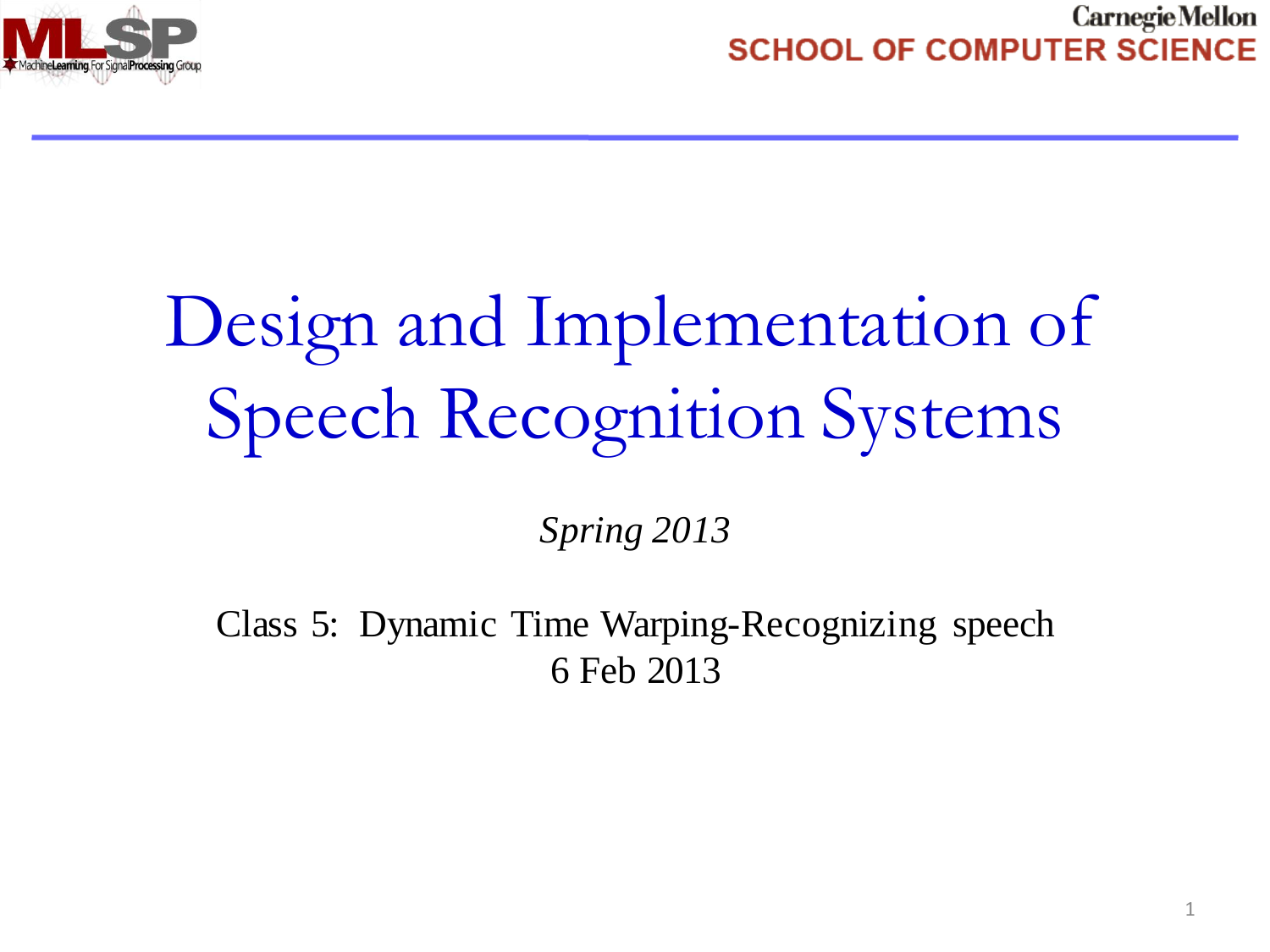# Design and Implementation of Speech Recognition Systems

*Spring 2013*

Class 5: Dynamic Time Warping-Recognizing speech
6 Feb 2013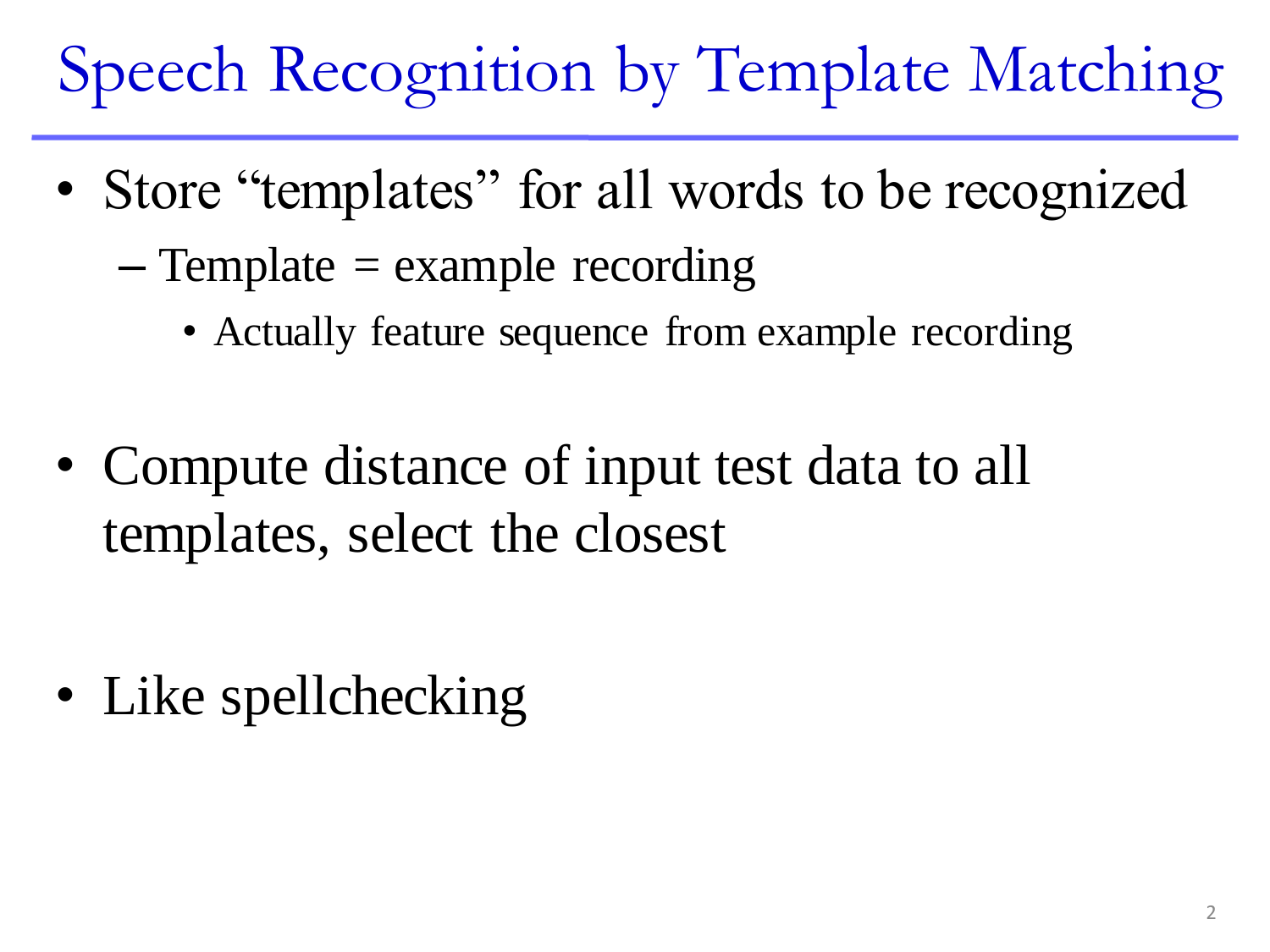# Speech Recognition by Template Matching

- Store "templates" for all words to be recognized
  - Template = example recording
    - Actually feature sequence from example recording
- Compute distance of input test data to all templates, select the closest
- Like spellchecking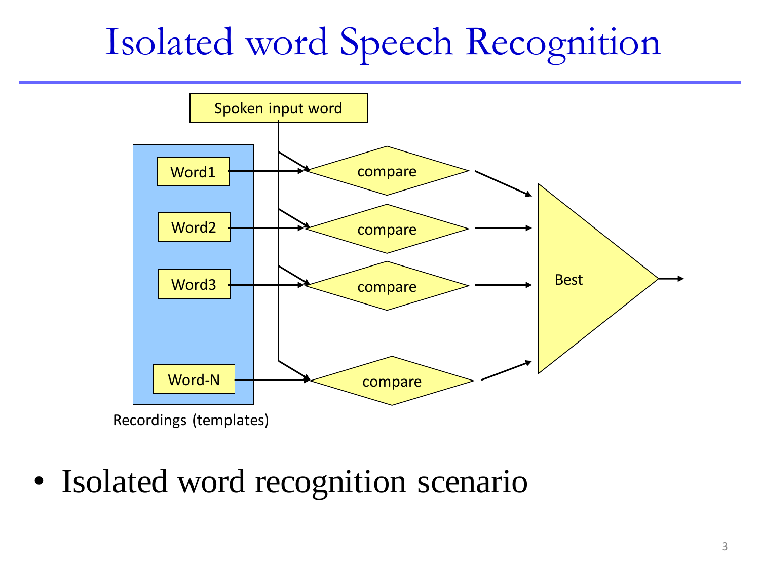# Isolated word Speech Recognition

Spoken input word

Word1

Word2

Word3

Word-N

Recordings (templates)

compare

compare

compare

compare

Best

- Isolated word recognition scenario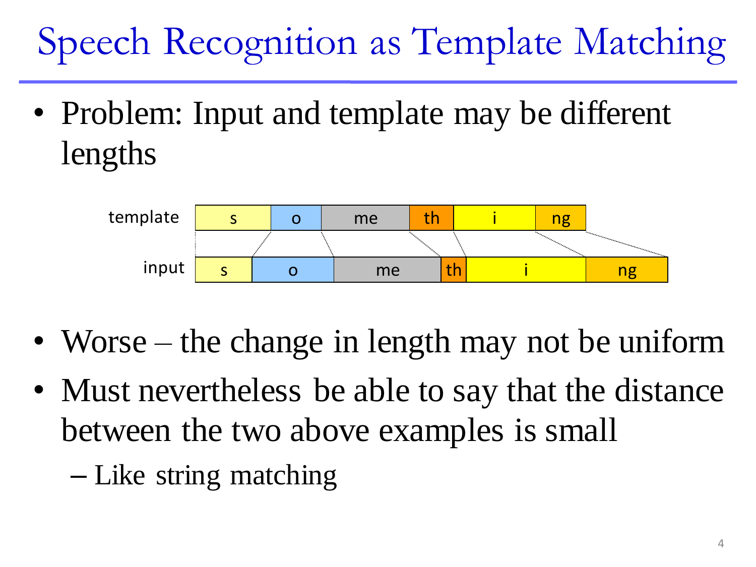# Speech Recognition as Template Matching

- Problem: Input and template may be different lengths

| template | s | o | me | th | i | ng |
|---|---|---|---|---|---|---|
| input | s | o | me | th | i | ng |

- Worse – the change in length may not be uniform
- Must nevertheless be able to say that the distance between the two above examples is small
  - Like string matching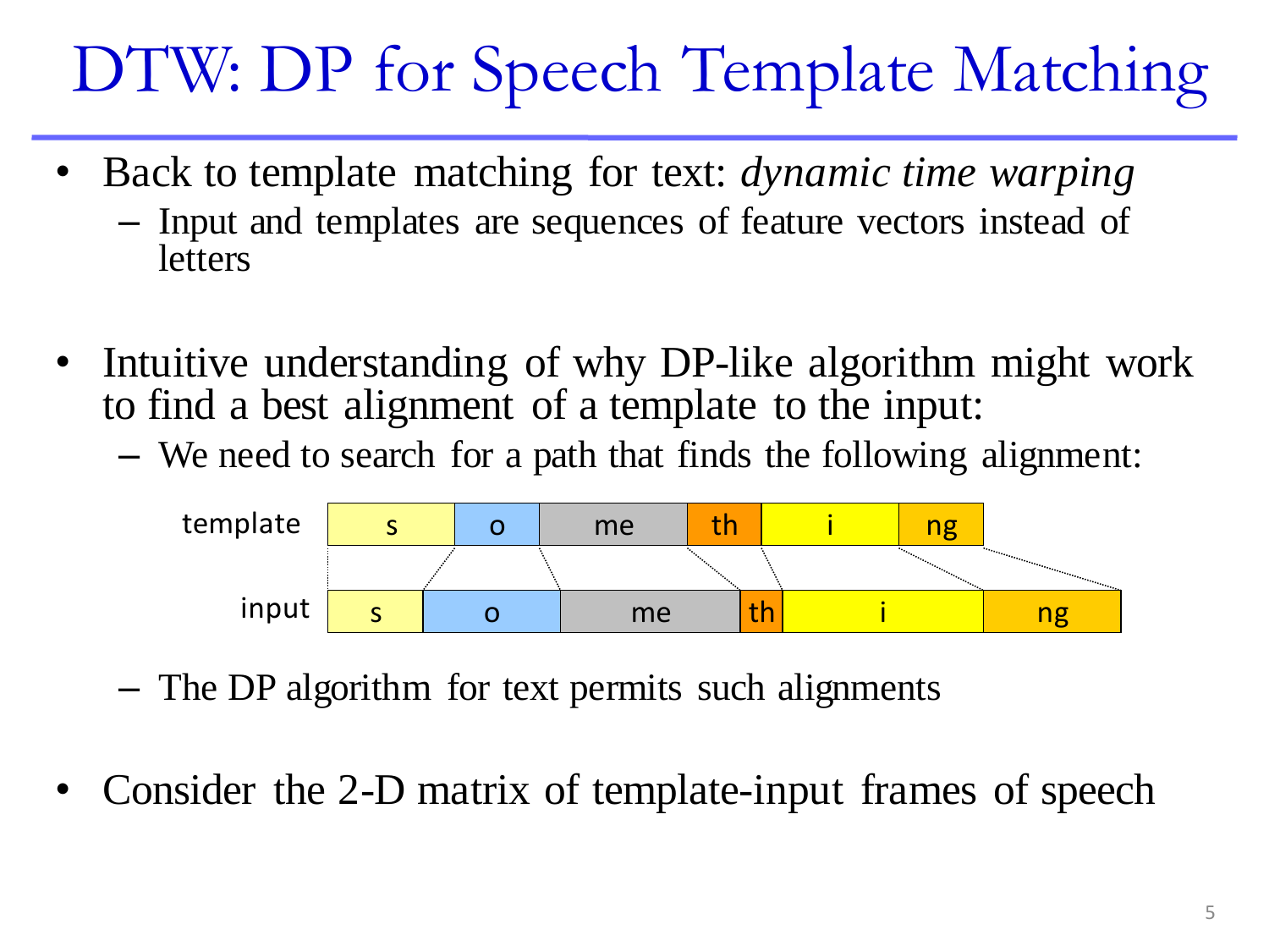# DTW: DP for Speech Template Matching

- Back to template matching for text: *dynamic time warping*
  - Input and templates are sequences of feature vectors instead of letters

- Intuitive understanding of why DP-like algorithm might work to find a best alignment of a template to the input:
  - We need to search for a path that finds the following alignment:

| template | s | o | me | th | i | ng |
|---|---|---|---|---|---|---|
| input | s | o | me | th | i | ng |

  - The DP algorithm for text permits such alignments

- Consider the 2-D matrix of template-input frames of speech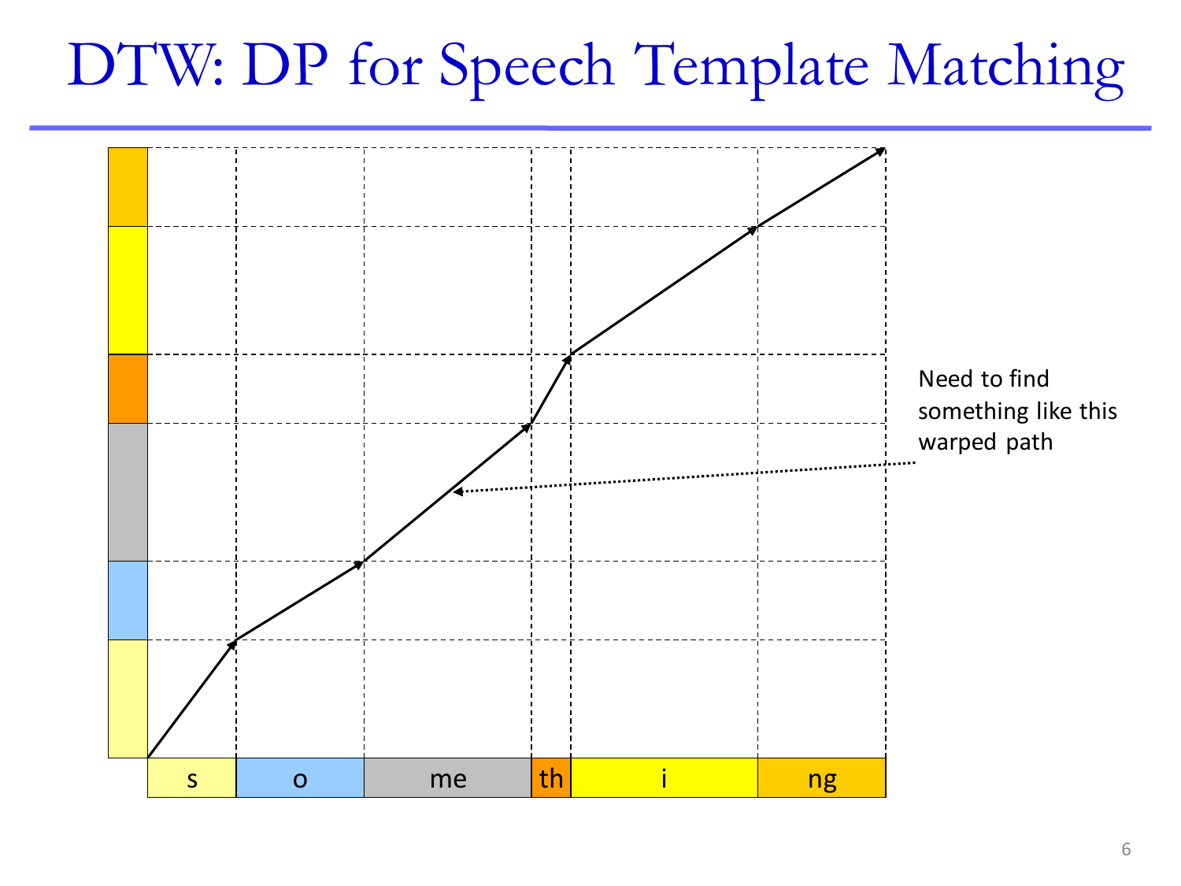# DTW: DP for Speech Template Matching

Need to find something like this warped path

| s | o | me | th | i | ng |
|---|---|---|---|---|---|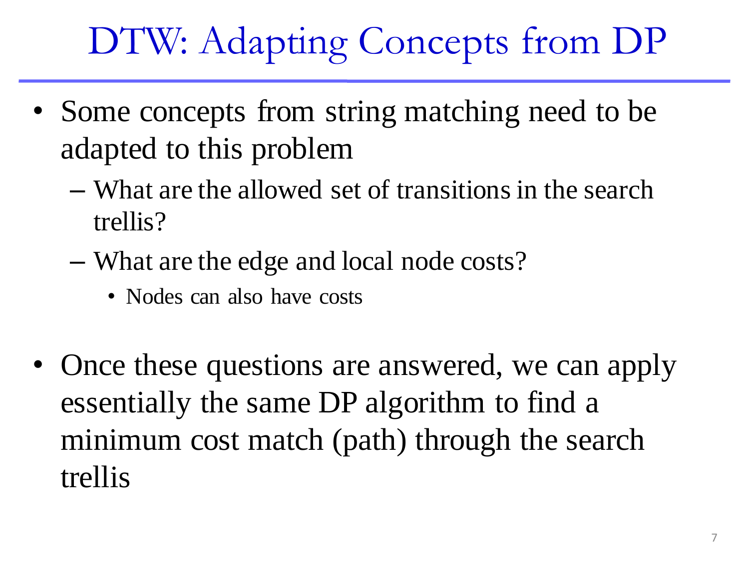# DTW: Adapting Concepts from DP

- Some concepts from string matching need to be adapted to this problem
  - What are the allowed set of transitions in the search trellis?
  - What are the edge and local node costs?
    - Nodes can also have costs

- Once these questions are answered, we can apply essentially the same DP algorithm to find a minimum cost match (path) through the search trellis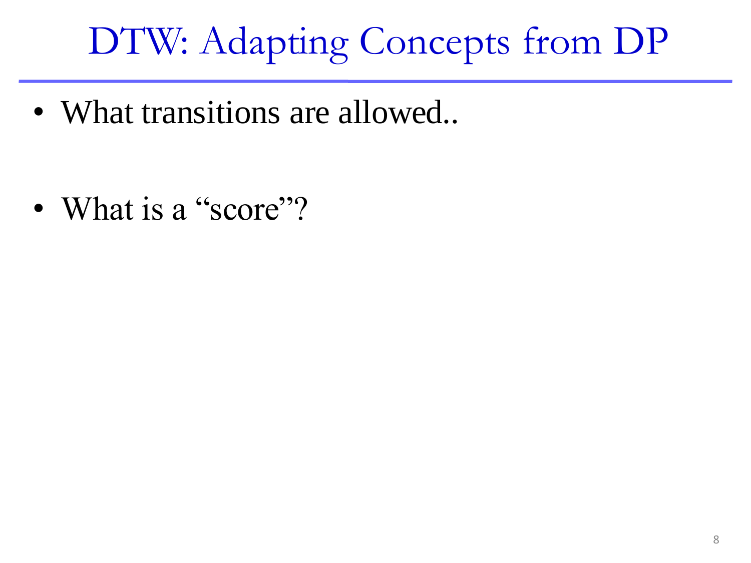# DTW: Adapting Concepts from DP

- What transitions are allowed..

- What is a “score”?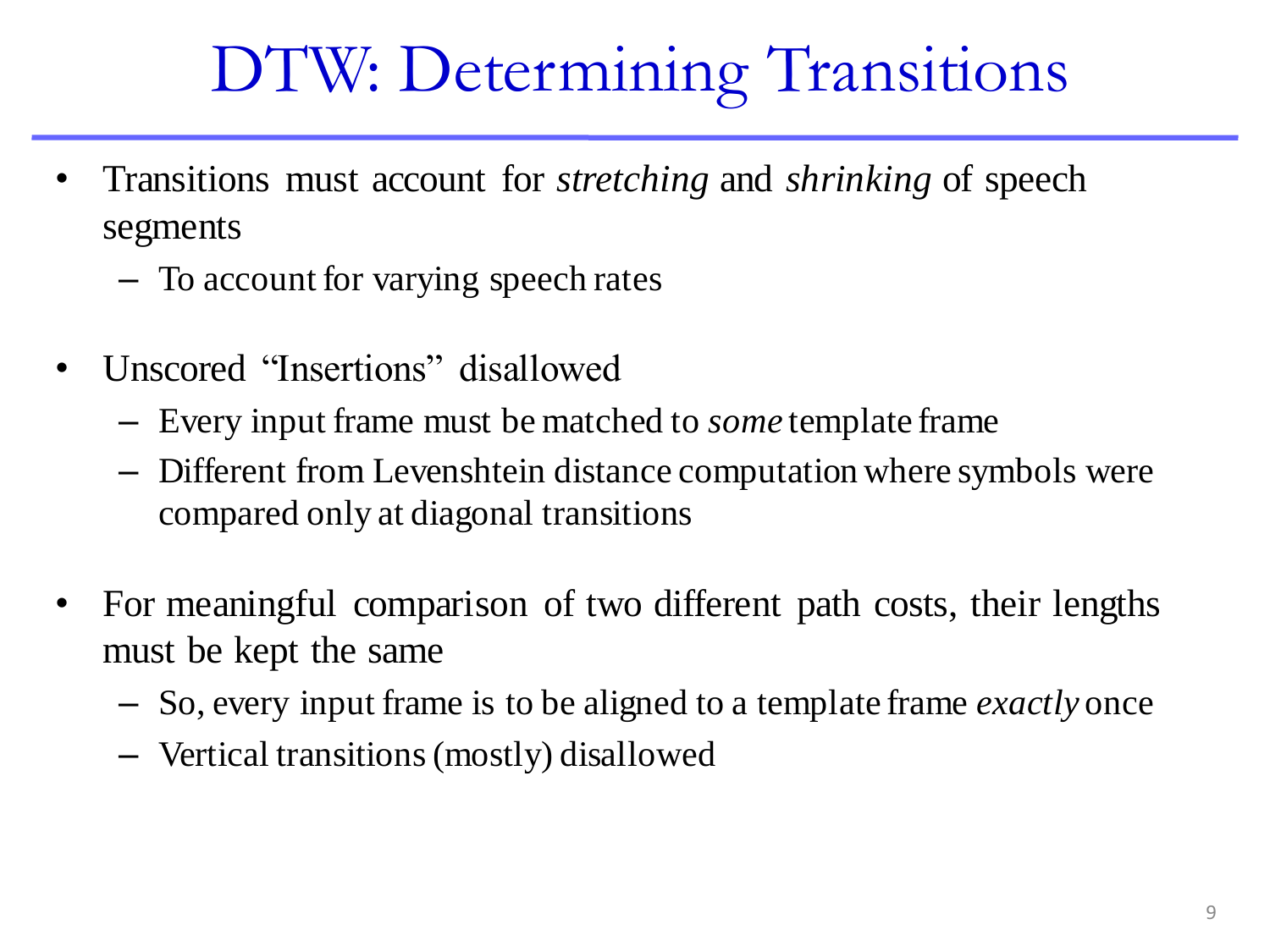# DTW: Determining Transitions

- Transitions must account for *stretching* and *shrinking* of speech segments
  - To account for varying speech rates

- Unscored "Insertions" disallowed
  - Every input frame must be matched to *some* template frame
  - Different from Levenshtein distance computation where symbols were compared only at diagonal transitions

- For meaningful comparison of two different path costs, their lengths must be kept the same
  - So, every input frame is to be aligned to a template frame *exactly* once
  - Vertical transitions (mostly) disallowed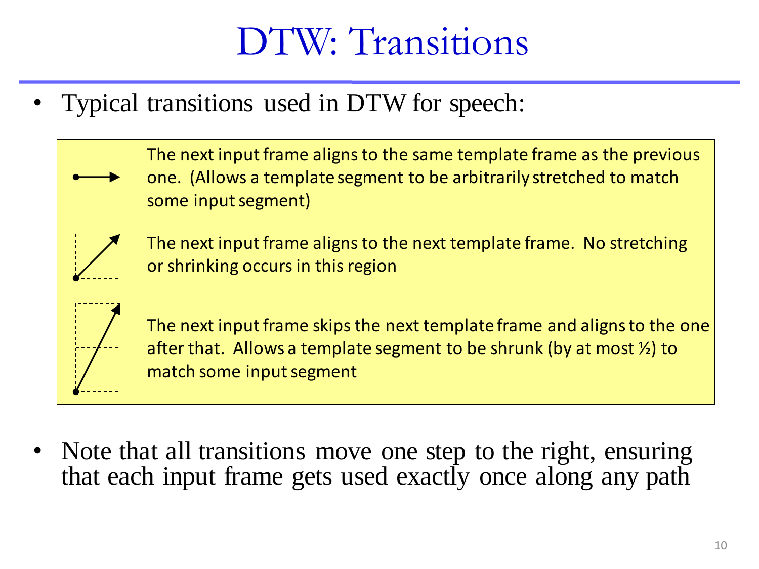# DTW: Transitions

- Typical transitions used in DTW for speech:

| | |
|---|---|
| → | The next input frame aligns to the same template frame as the previous one. (Allows a template segment to be arbitrarily stretched to match some input segment) |
| ↗ | The next input frame aligns to the next template frame. No stretching or shrinking occurs in this region |
| ↗ (skip) | The next input frame skips the next template frame and aligns to the one after that. Allows a template segment to be shrunk (by at most ½) to match some input segment |

- Note that all transitions move one step to the right, ensuring that each input frame gets used exactly once along any path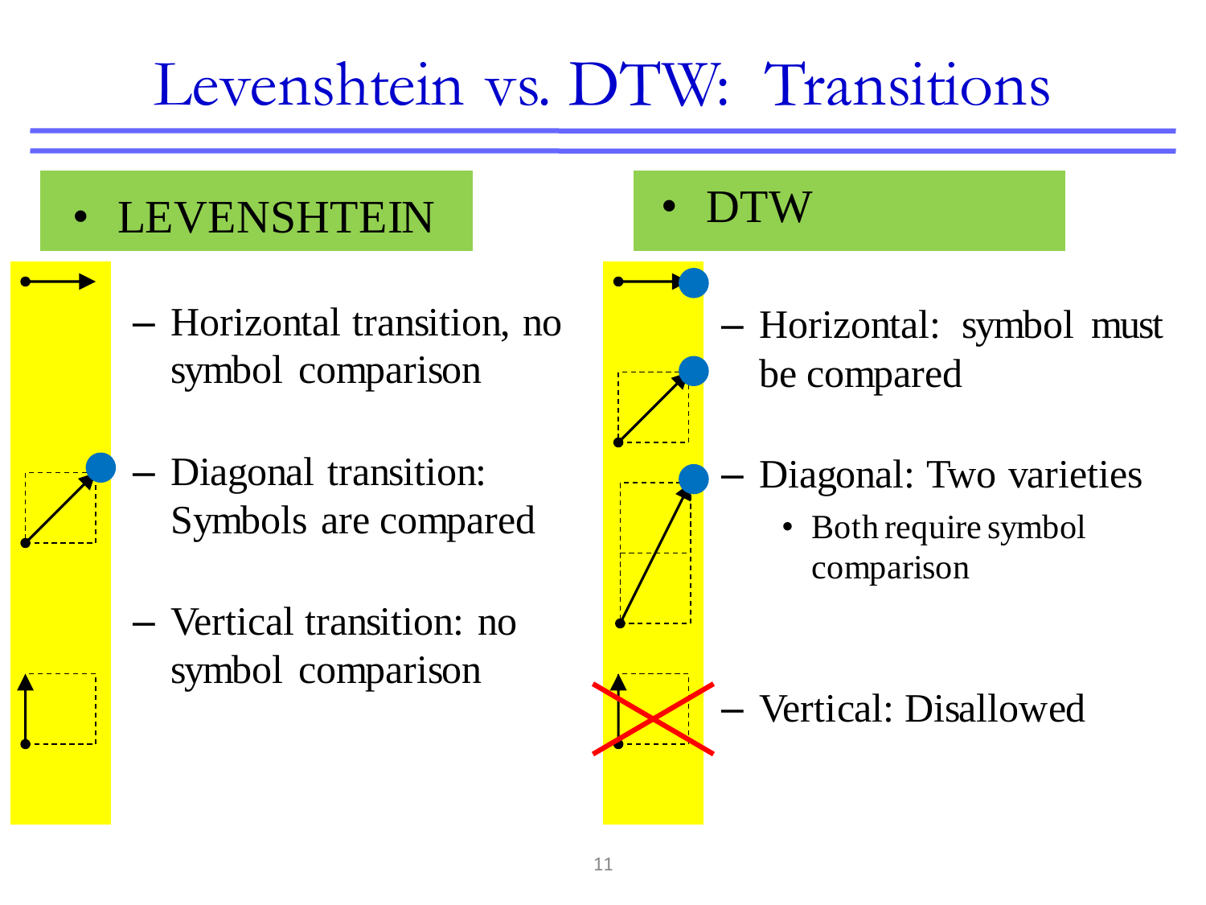# Levenshtein vs. DTW: Transitions

- LEVENSHTEIN
  - Horizontal transition, no symbol comparison
  - Diagonal transition: Symbols are compared
  - Vertical transition: no symbol comparison

- DTW
  - Horizontal: symbol must be compared
  - Diagonal: Two varieties
    - Both require symbol comparison
  - Vertical: Disallowed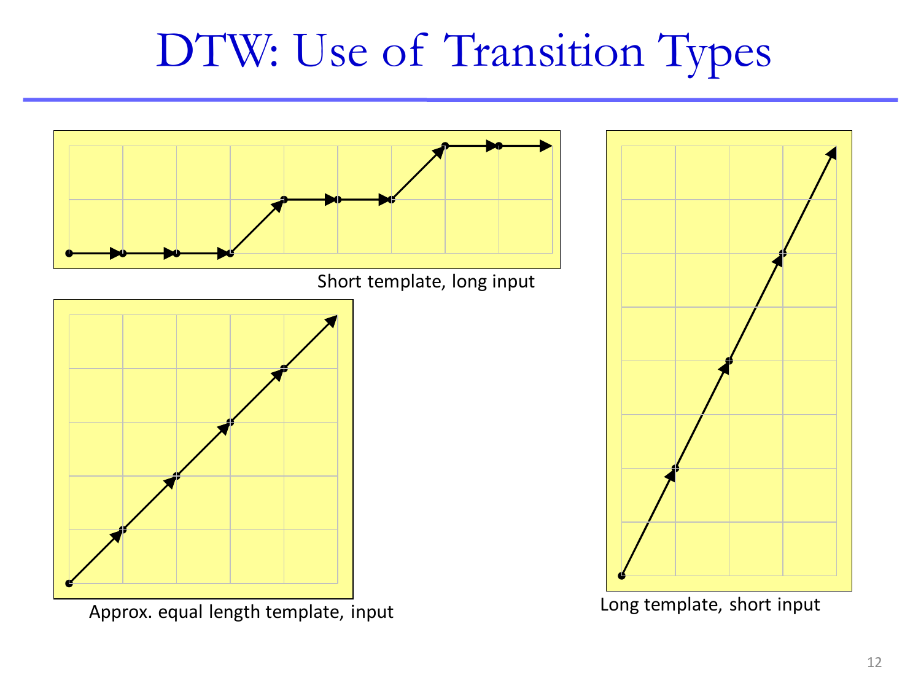# DTW: Use of Transition Types

Short template, long input

Approx. equal length template, input

Long template, short input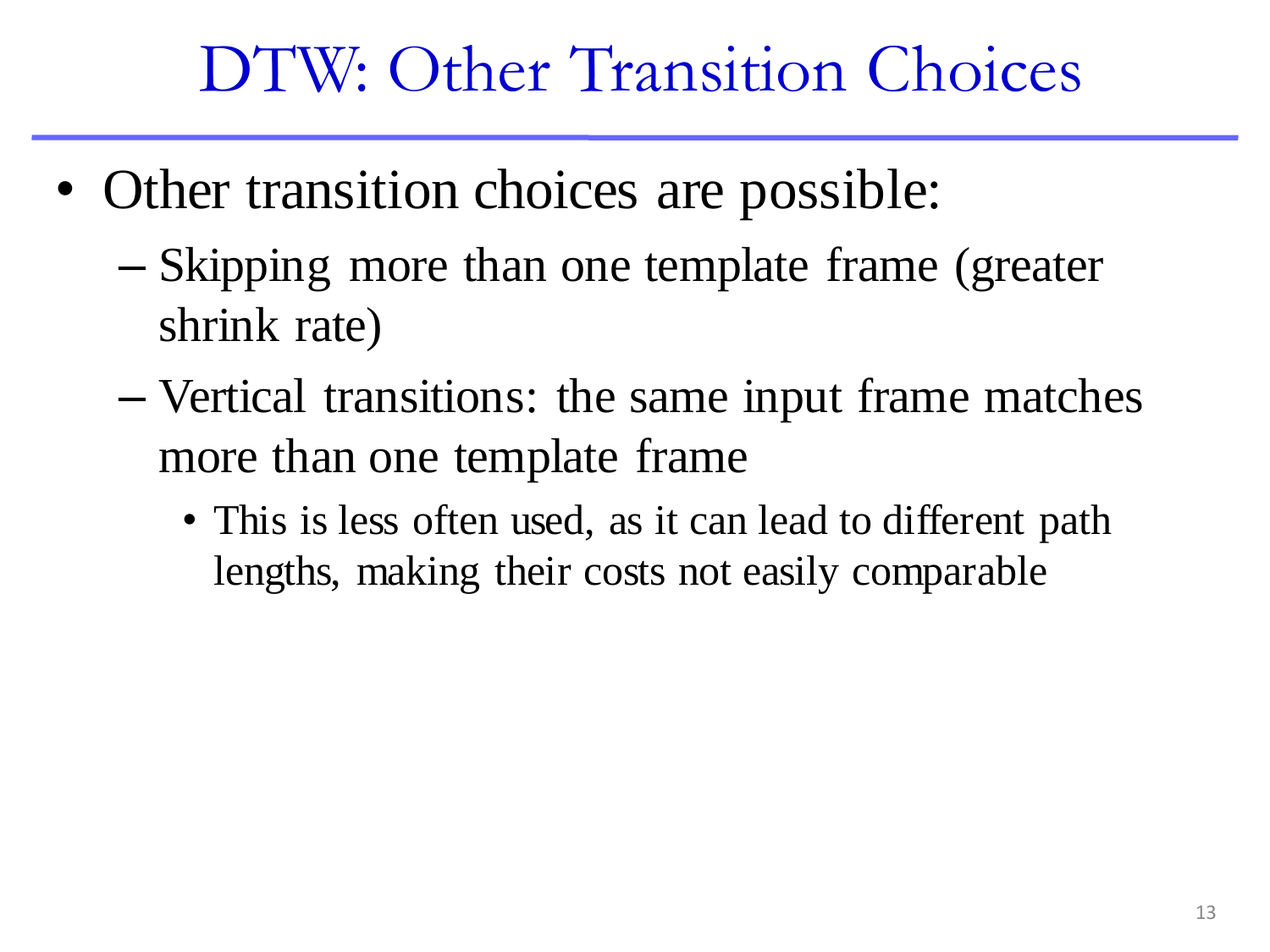# DTW: Other Transition Choices

- Other transition choices are possible:
  - Skipping more than one template frame (greater shrink rate)
  - Vertical transitions: the same input frame matches more than one template frame
    - This is less often used, as it can lead to different path lengths, making their costs not easily comparable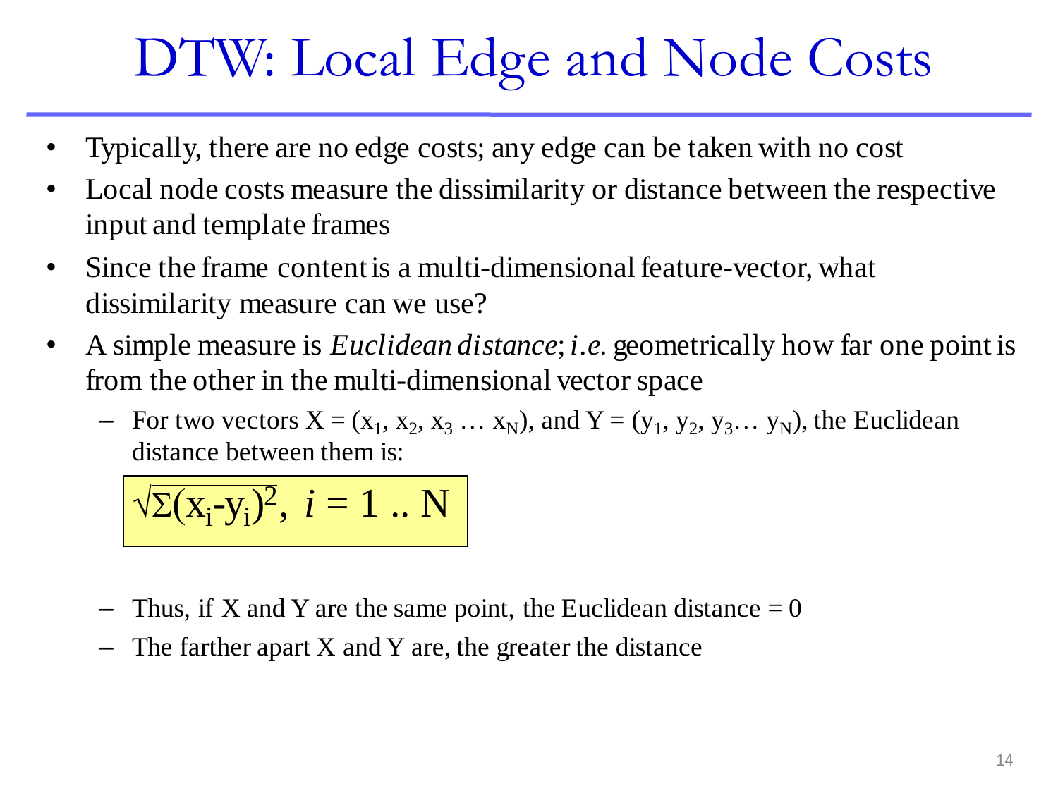# DTW: Local Edge and Node Costs

- Typically, there are no edge costs; any edge can be taken with no cost
- Local node costs measure the dissimilarity or distance between the respective input and template frames
- Since the frame content is a multi-dimensional feature-vector, what dissimilarity measure can we use?
- A simple measure is *Euclidean distance*; *i.e.* geometrically how far one point is from the other in the multi-dimensional vector space
  - For two vectors $X = (x_1, x_2, x_3 \ldots x_N)$, and $Y = (y_1, y_2, y_3 \ldots y_N)$, the Euclidean distance between them is:

$$\sqrt{\Sigma(x_i - y_i)^2}, \; i = 1 \mathinner{..} N$$

  - Thus, if X and Y are the same point, the Euclidean distance = 0
  - The farther apart X and Y are, the greater the distance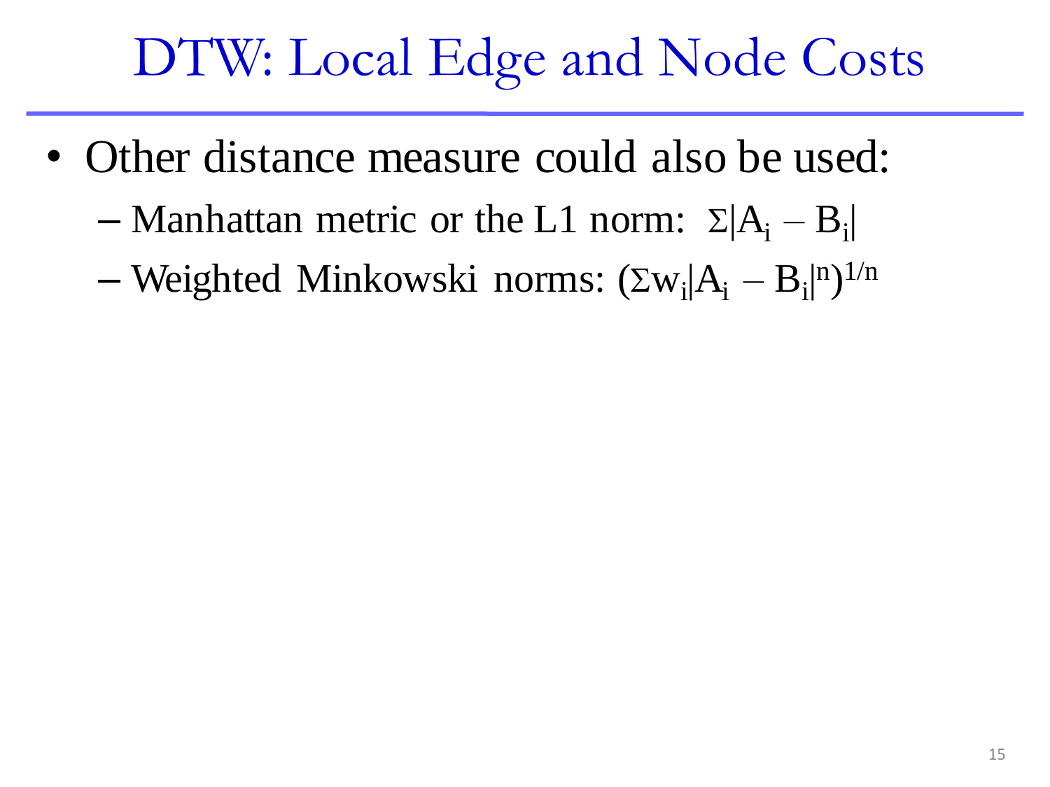# DTW: Local Edge and Node Costs

- Other distance measure could also be used:
  - Manhattan metric or the L1 norm: $\Sigma|A_i - B_i|$
  - Weighted Minkowski norms: $(\Sigma w_i|A_i - B_i|^n)^{1/n}$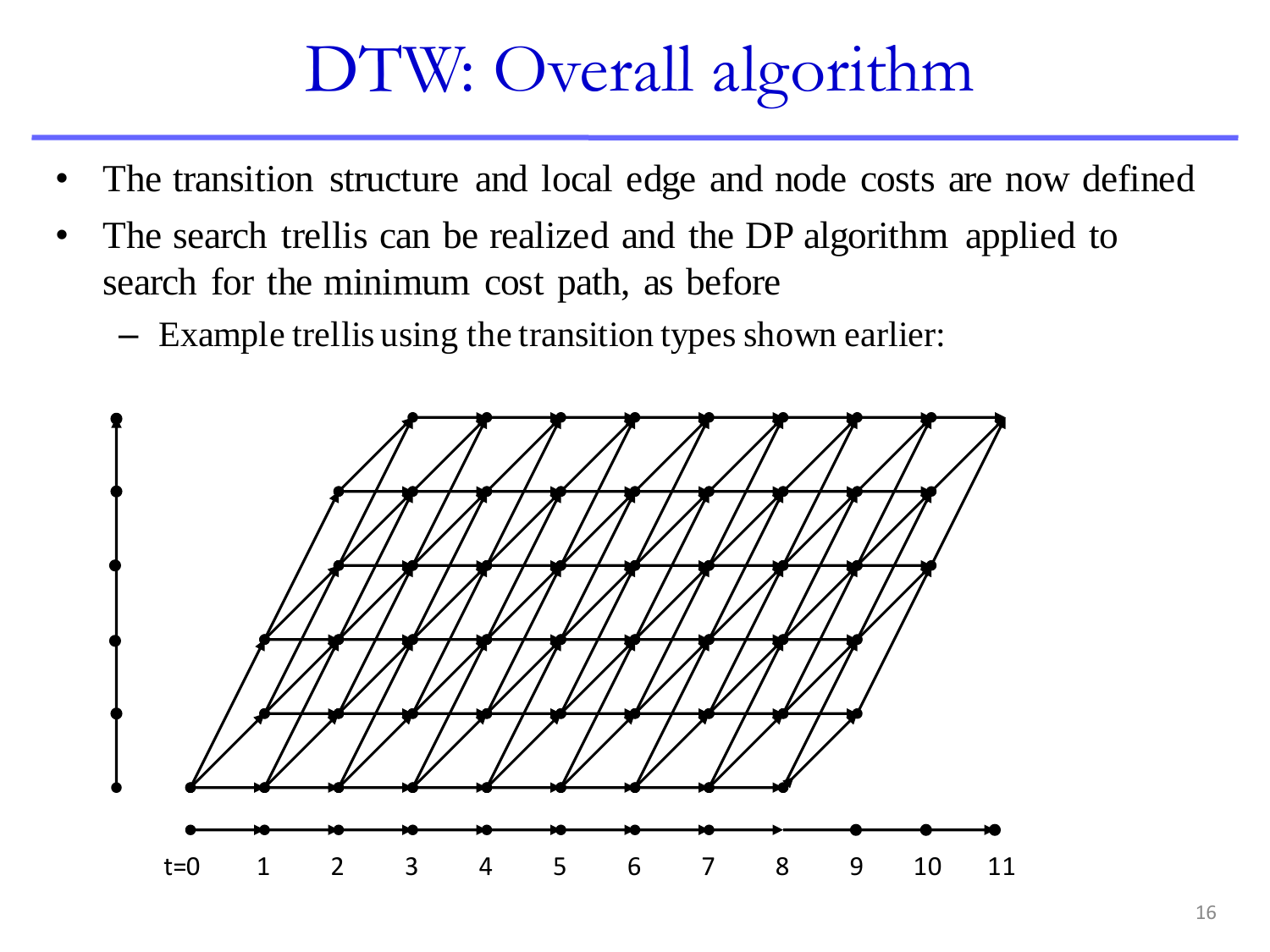# DTW: Overall algorithm

- The transition structure and local edge and node costs are now defined
- The search trellis can be realized and the DP algorithm applied to search for the minimum cost path, as before
  - Example trellis using the transition types shown earlier:

t=0 1 2 3 4 5 6 7 8 9 10 11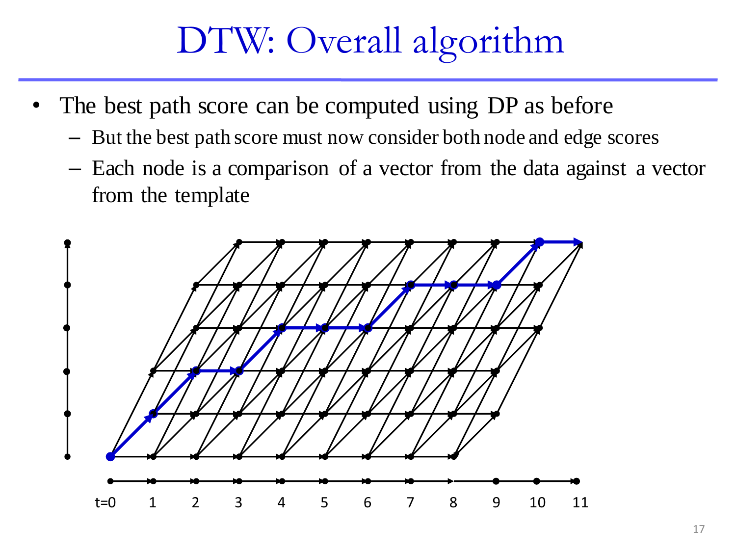# DTW: Overall algorithm

- The best path score can be computed using DP as before
  - But the best path score must now consider both node and edge scores
  - Each node is a comparison of a vector from the data against a vector from the template

t=0 1 2 3 4 5 6 7 8 9 10 11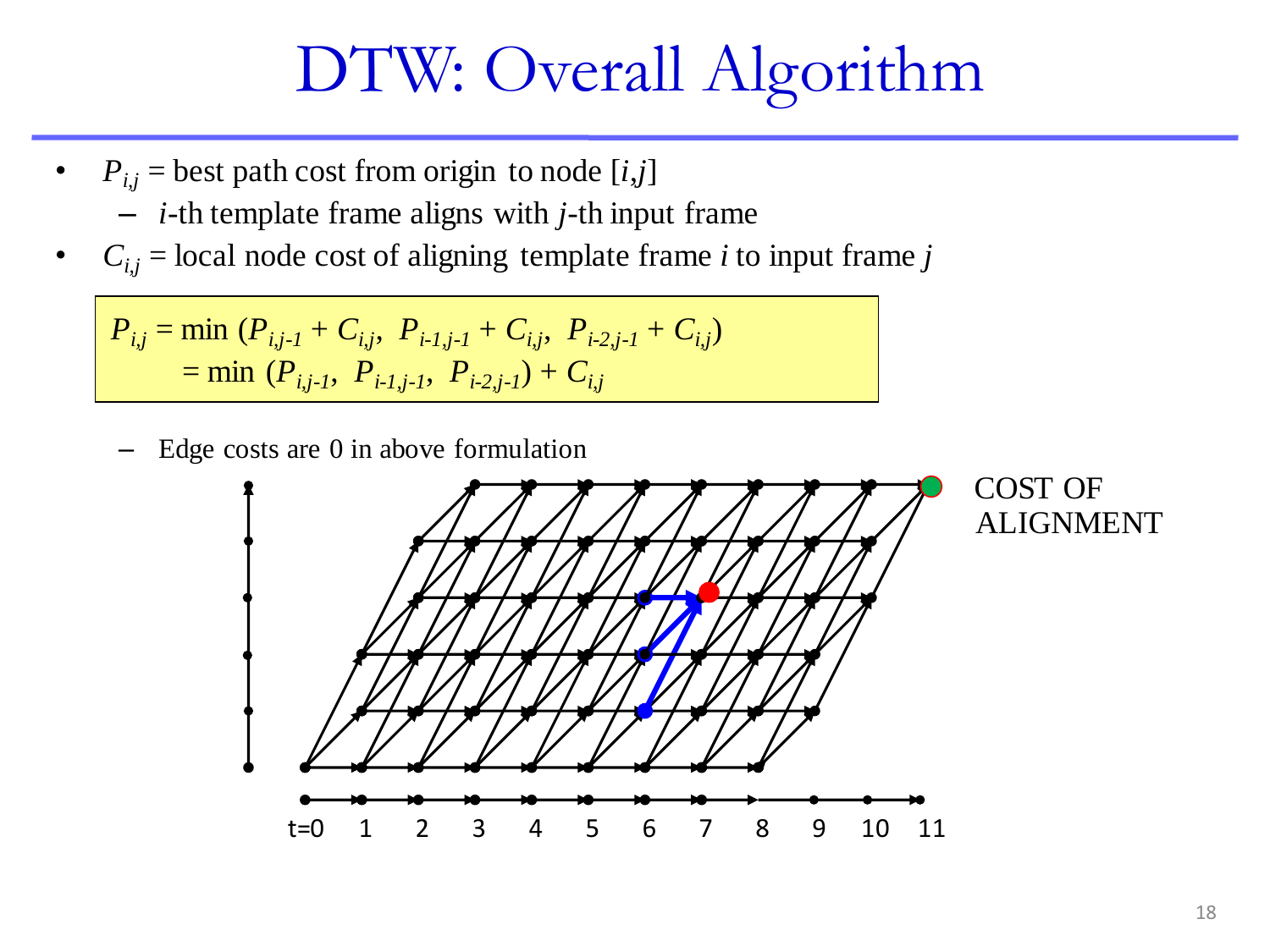# DTW: Overall Algorithm

- $P_{i,j}$ = best path cost from origin to node $[i,j]$
  - $i$-th template frame aligns with $j$-th input frame
- $C_{i,j}$ = local node cost of aligning template frame $i$ to input frame $j$

$$
\begin{aligned}
P_{i,j} &= \min (P_{i,j-1} + C_{i,j},\ P_{i-1,j-1} + C_{i,j},\ P_{i-2,j-1} + C_{i,j}) \\
&= \min (P_{i,j-1},\ P_{i-1,j-1},\ P_{i-2,j-1}) + C_{i,j}
\end{aligned}
$$

- Edge costs are 0 in above formulation

COST OF ALIGNMENT

t=0 1 2 3 4 5 6 7 8 9 10 11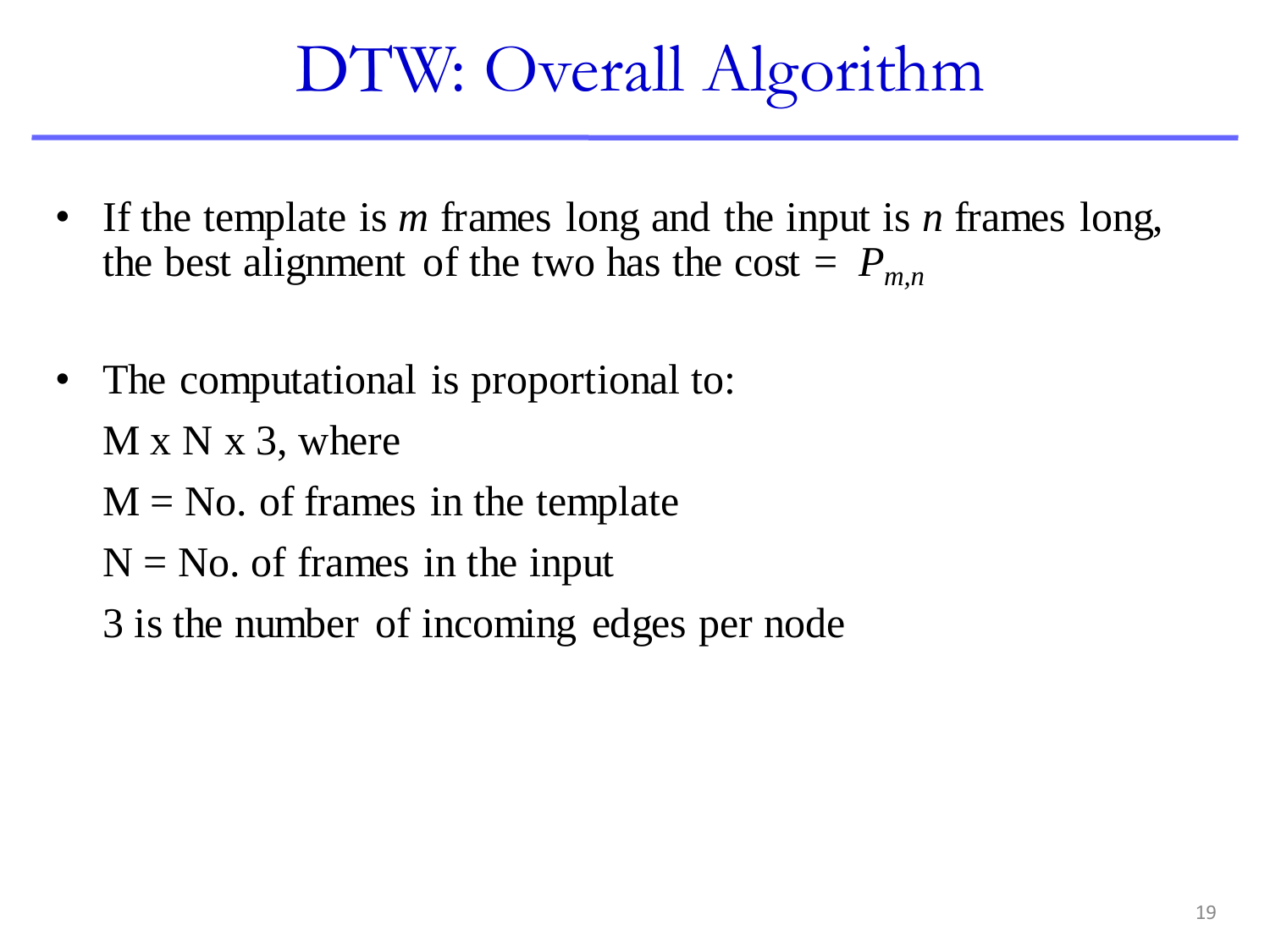# DTW: Overall Algorithm

- If the template is $m$ frames long and the input is $n$ frames long, the best alignment of the two has the cost = $P_{m,n}$

- The computational is proportional to:

  M x N x 3, where

  M = No. of frames in the template

  N = No. of frames in the input

  3 is the number of incoming edges per node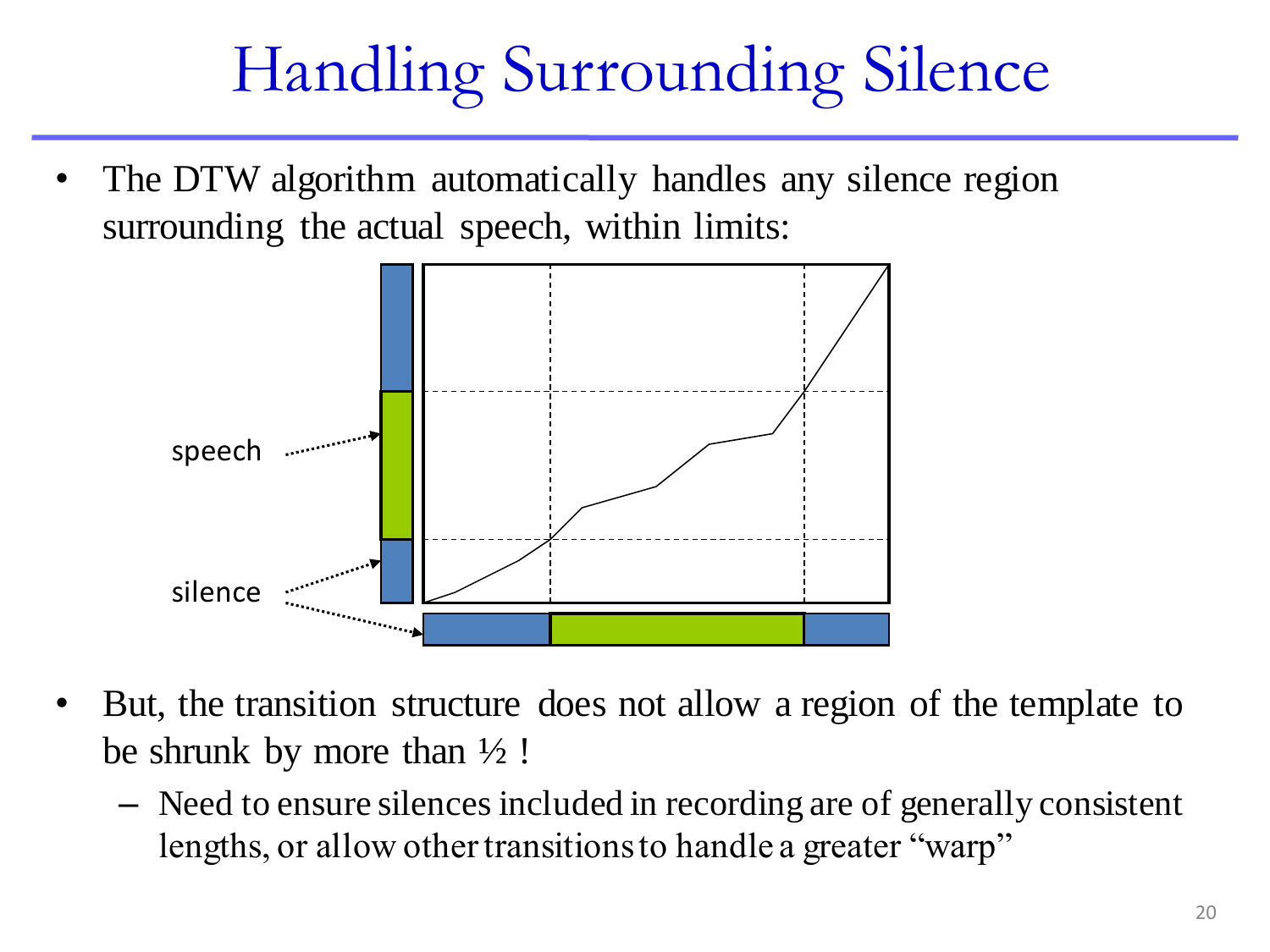# Handling Surrounding Silence

- The DTW algorithm automatically handles any silence region surrounding the actual speech, within limits:

speech

silence

- But, the transition structure does not allow a region of the template to be shrunk by more than ½ !
  - Need to ensure silences included in recording are of generally consistent lengths, or allow other transitions to handle a greater "warp"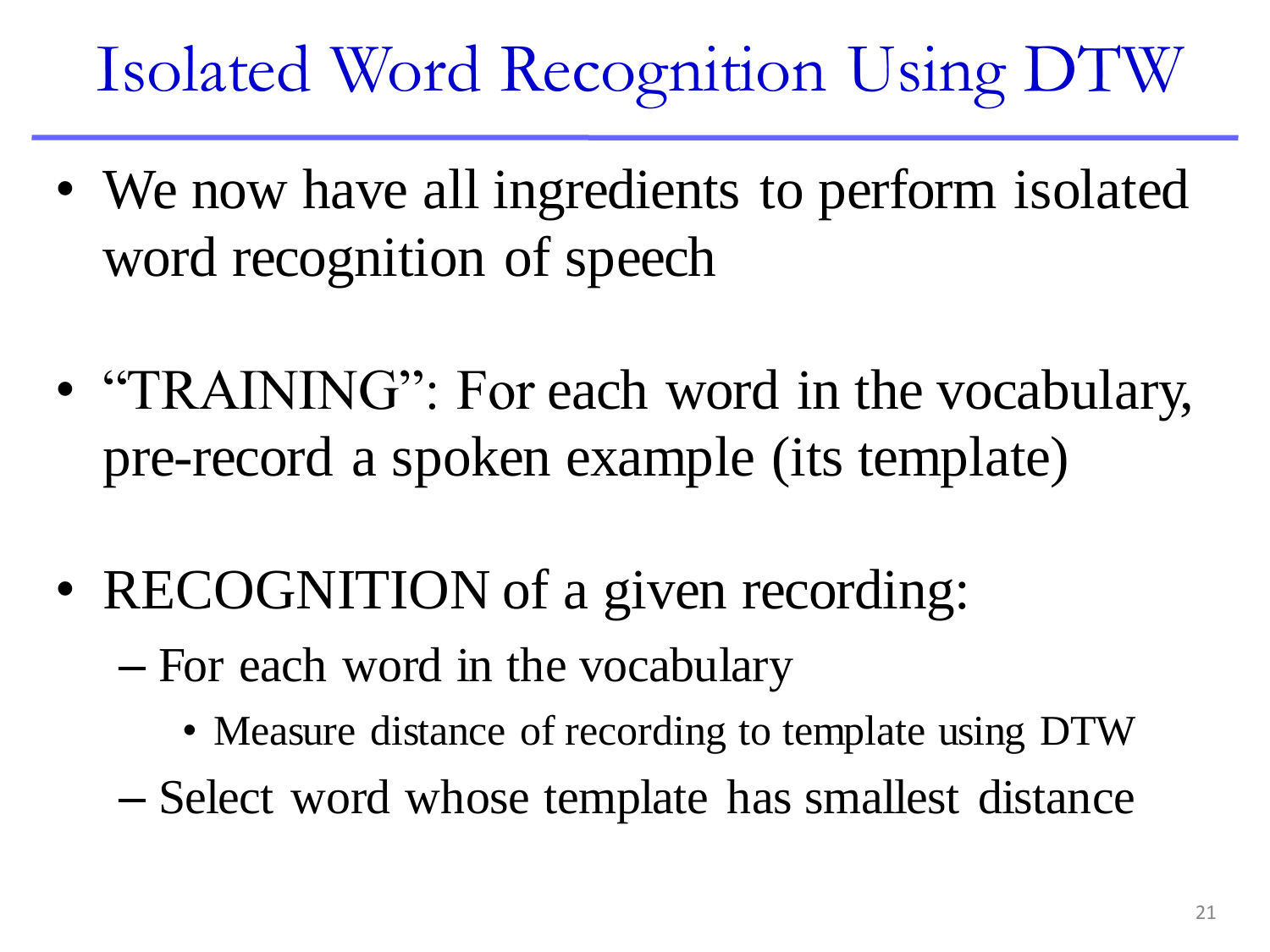# Isolated Word Recognition Using DTW

- We now have all ingredients to perform isolated word recognition of speech
- "TRAINING": For each word in the vocabulary, pre-record a spoken example (its template)
- RECOGNITION of a given recording:
  - For each word in the vocabulary
    - Measure distance of recording to template using DTW
  - Select word whose template has smallest distance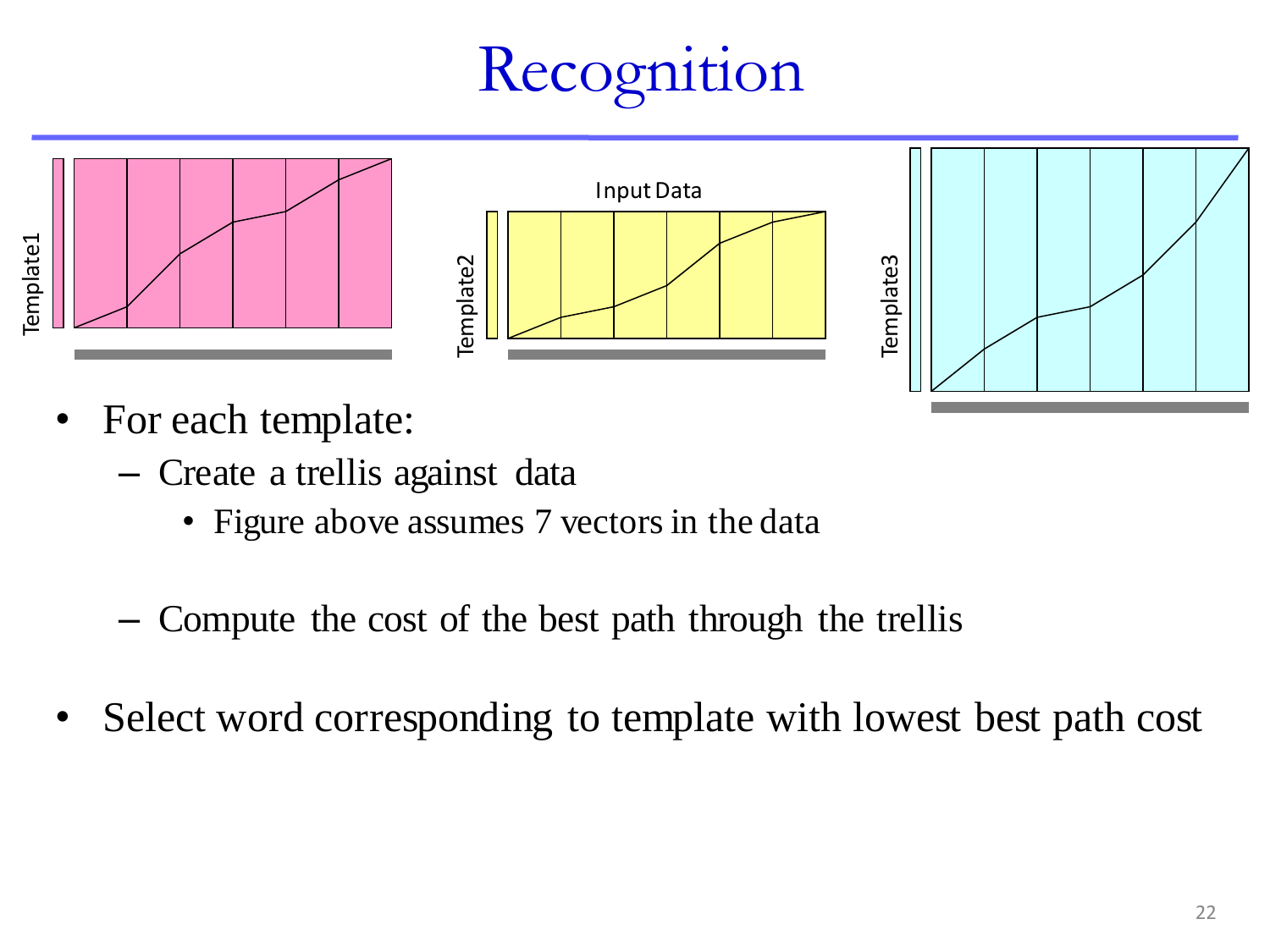# Recognition

Template1

Input Data

Template2

Template3

- For each template:
  - Create a trellis against data
    - Figure above assumes 7 vectors in the data
  - Compute the cost of the best path through the trellis
- Select word corresponding to template with lowest best path cost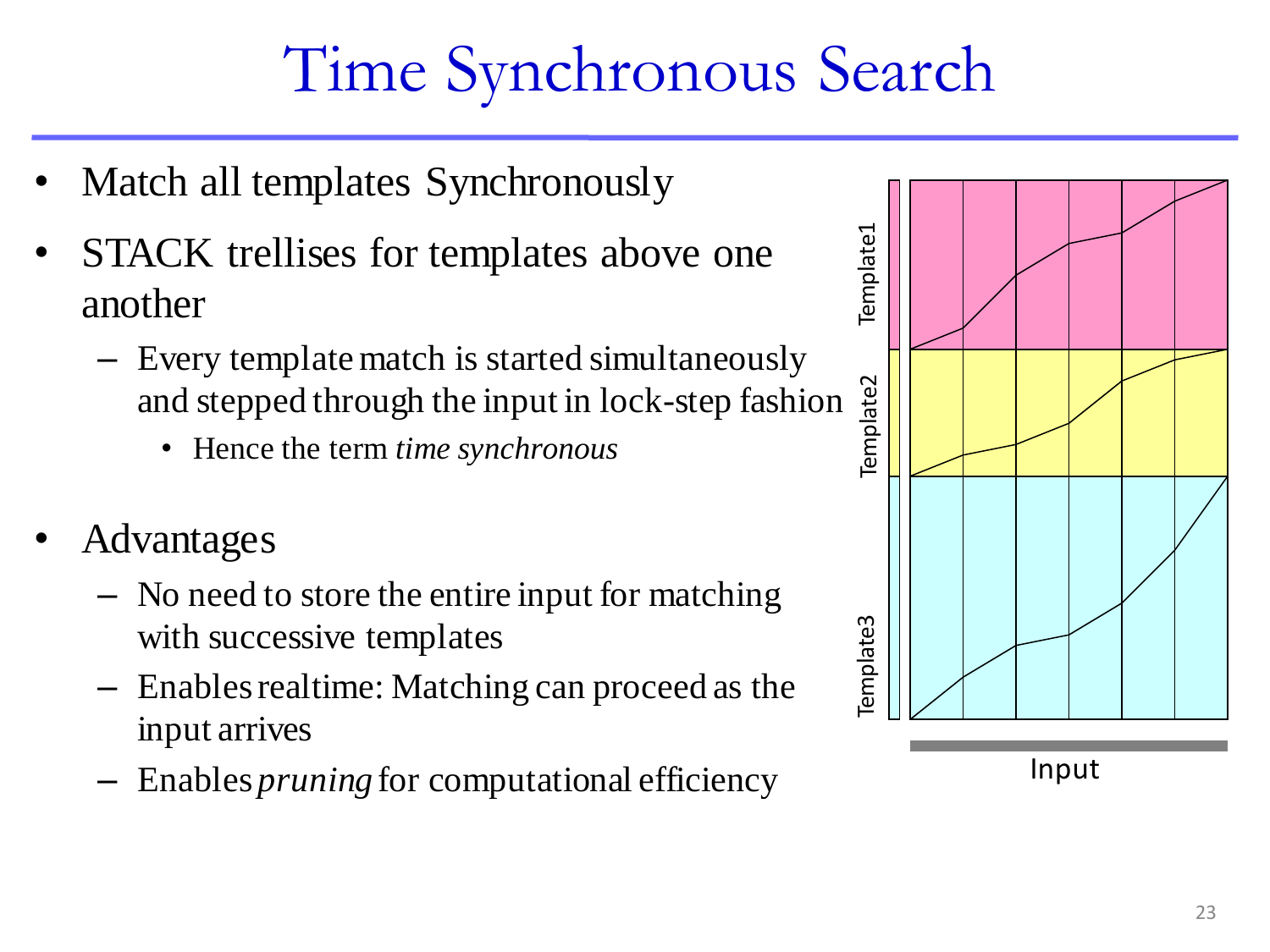# Time Synchronous Search

- Match all templates Synchronously
- STACK trellises for templates above one another
  - Every template match is started simultaneously and stepped through the input in lock-step fashion
    - Hence the term *time synchronous*
- Advantages
  - No need to store the entire input for matching with successive templates
  - Enables realtime: Matching can proceed as the input arrives
  - Enables *pruning* for computational efficiency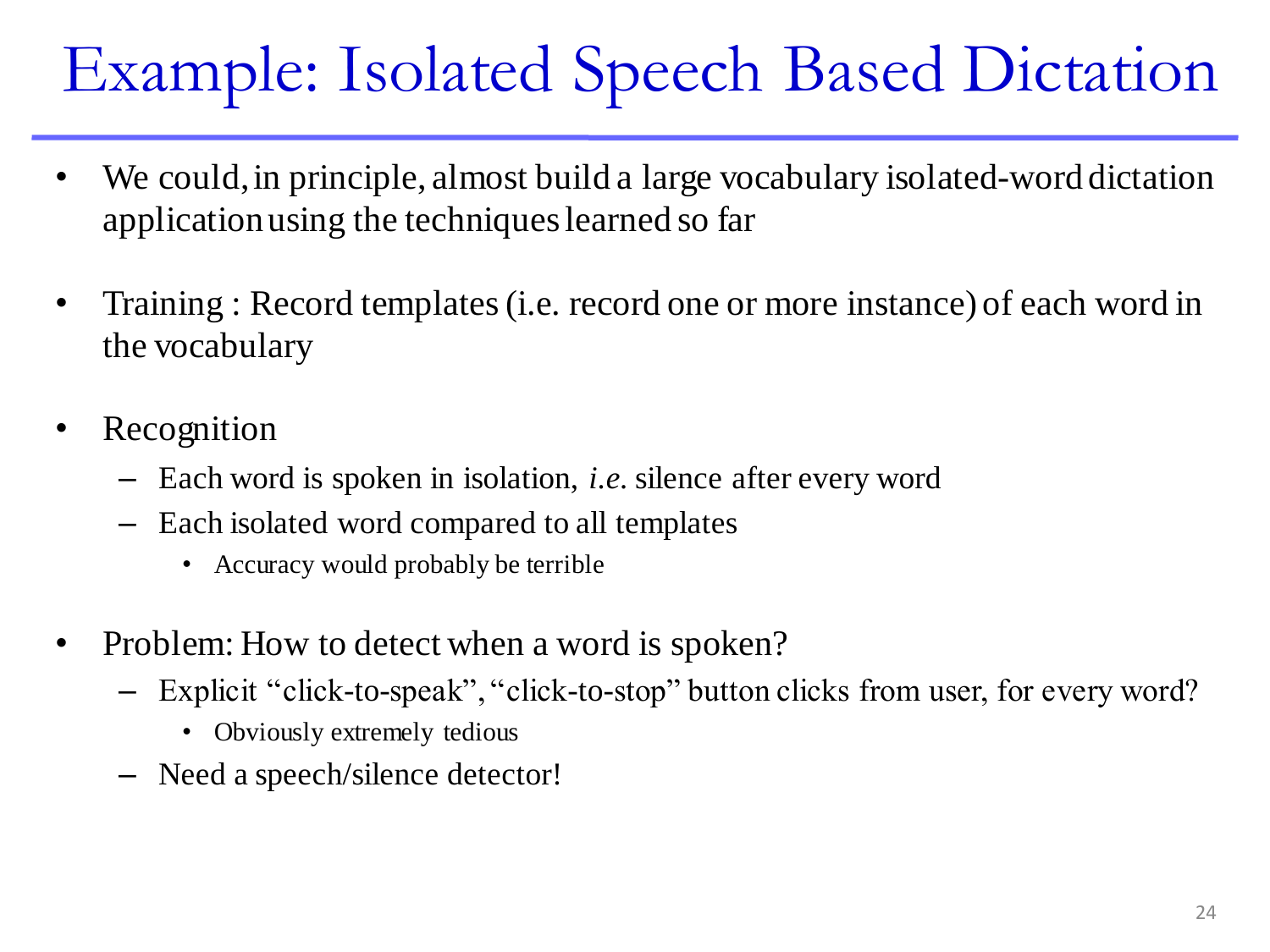# Example: Isolated Speech Based Dictation

- We could, in principle, almost build a large vocabulary isolated-word dictation application using the techniques learned so far

- Training : Record templates (i.e. record one or more instance) of each word in the vocabulary

- Recognition
  - Each word is spoken in isolation, *i.e.* silence after every word
  - Each isolated word compared to all templates
    - Accuracy would probably be terrible

- Problem: How to detect when a word is spoken?
  - Explicit "click-to-speak", "click-to-stop" button clicks from user, for every word?
    - Obviously extremely tedious
  - Need a speech/silence detector!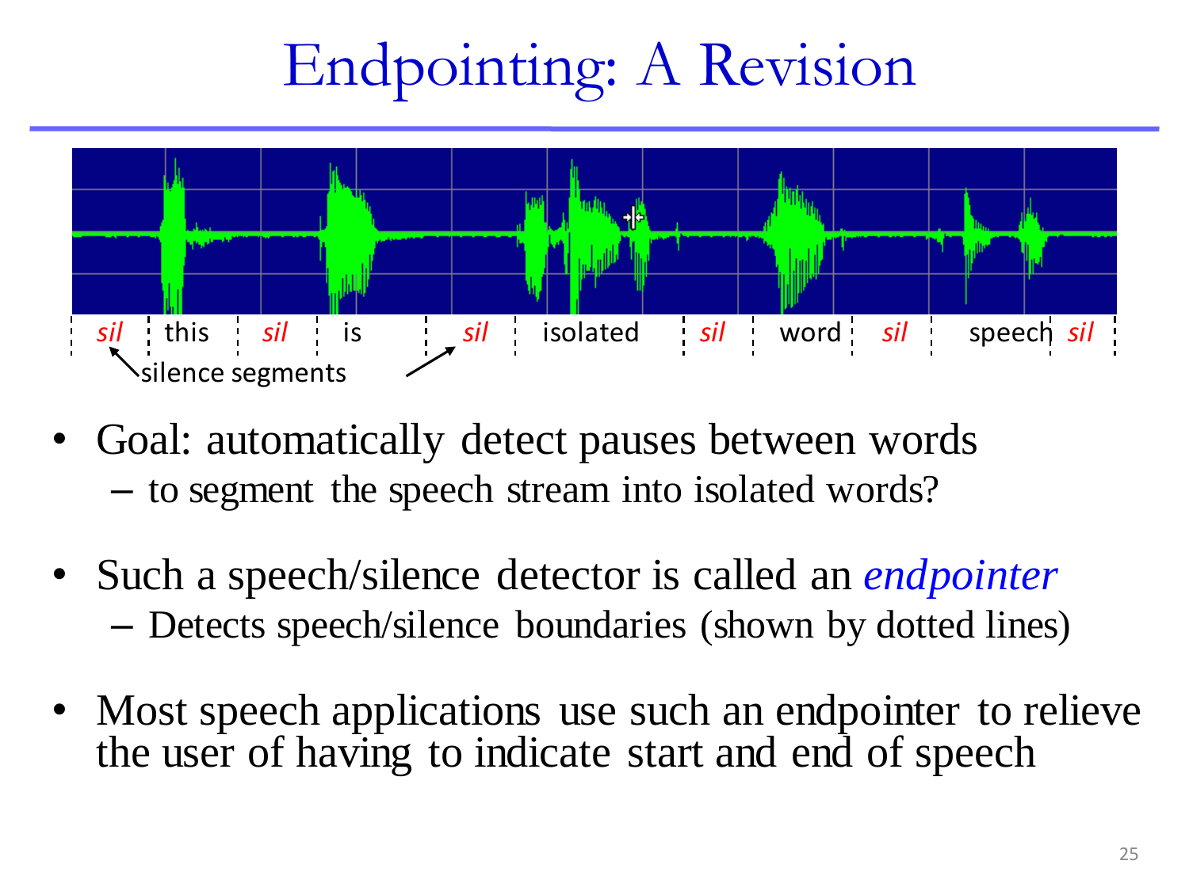# Endpointing: A Revision

sil | this | sil | is | sil | isolated | sil | word | sil | speech | sil

silence segments

- Goal: automatically detect pauses between words
  - to segment the speech stream into isolated words?
- Such a speech/silence detector is called an *endpointer*
  - Detects speech/silence boundaries (shown by dotted lines)
- Most speech applications use such an endpointer to relieve the user of having to indicate start and end of speech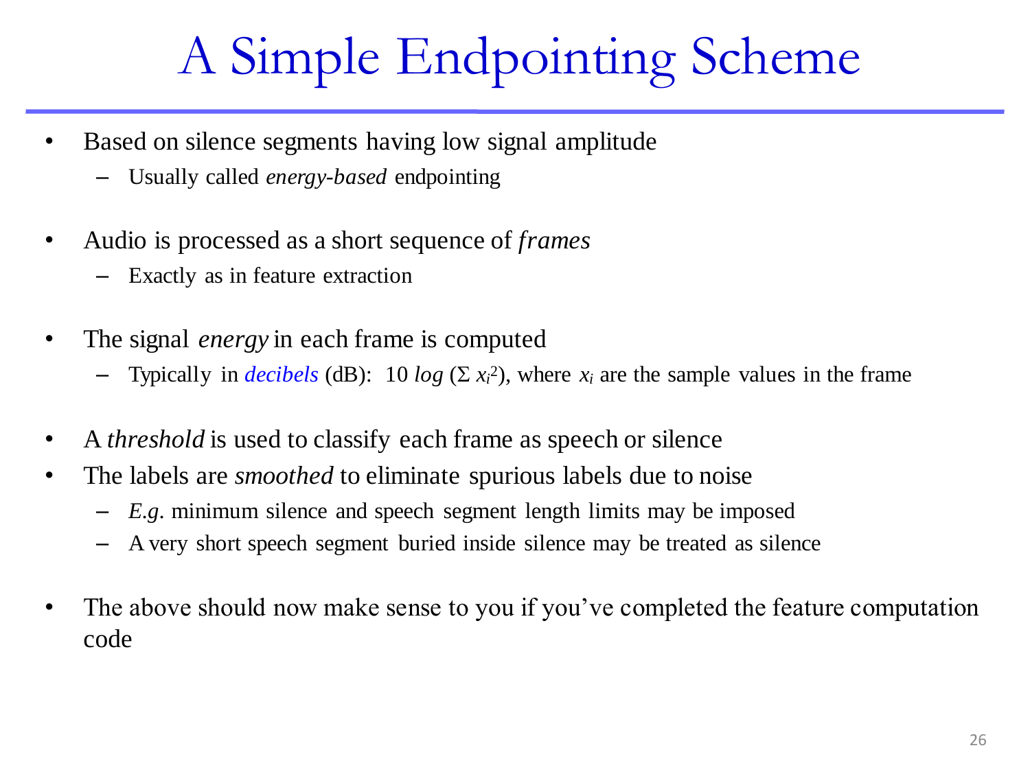# A Simple Endpointing Scheme

- Based on silence segments having low signal amplitude
  - Usually called *energy-based* endpointing
- Audio is processed as a short sequence of *frames*
  - Exactly as in feature extraction
- The signal *energy* in each frame is computed
  - Typically in *decibels* (dB): $10 \log (\Sigma x_i^2)$, where $x_i$ are the sample values in the frame
- A *threshold* is used to classify each frame as speech or silence
- The labels are *smoothed* to eliminate spurious labels due to noise
  - *E.g.* minimum silence and speech segment length limits may be imposed
  - A very short speech segment buried inside silence may be treated as silence
- The above should now make sense to you if you've completed the feature computation code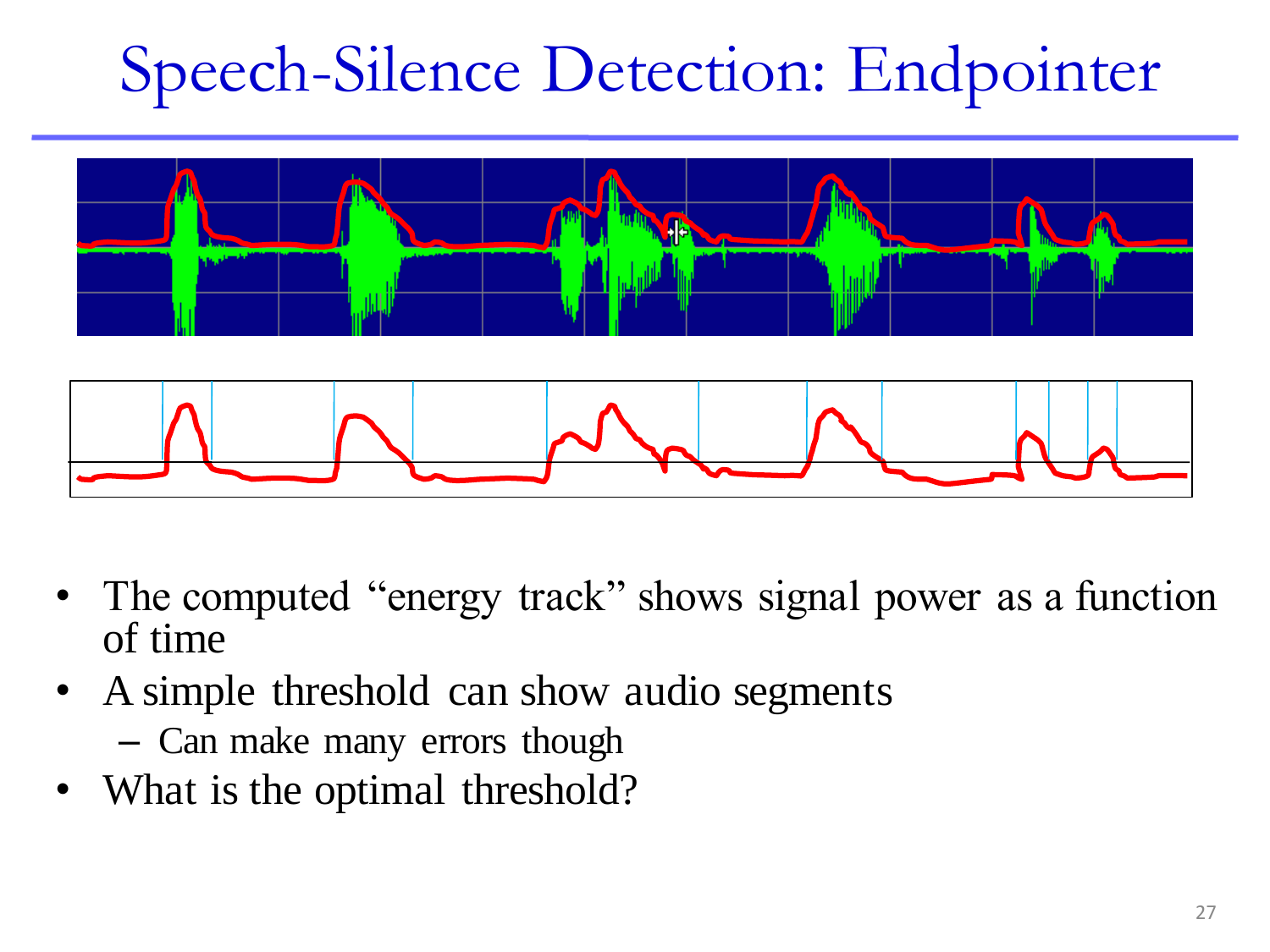# Speech-Silence Detection: Endpointer

- The computed "energy track" shows signal power as a function of time
- A simple threshold can show audio segments
  - Can make many errors though
- What is the optimal threshold?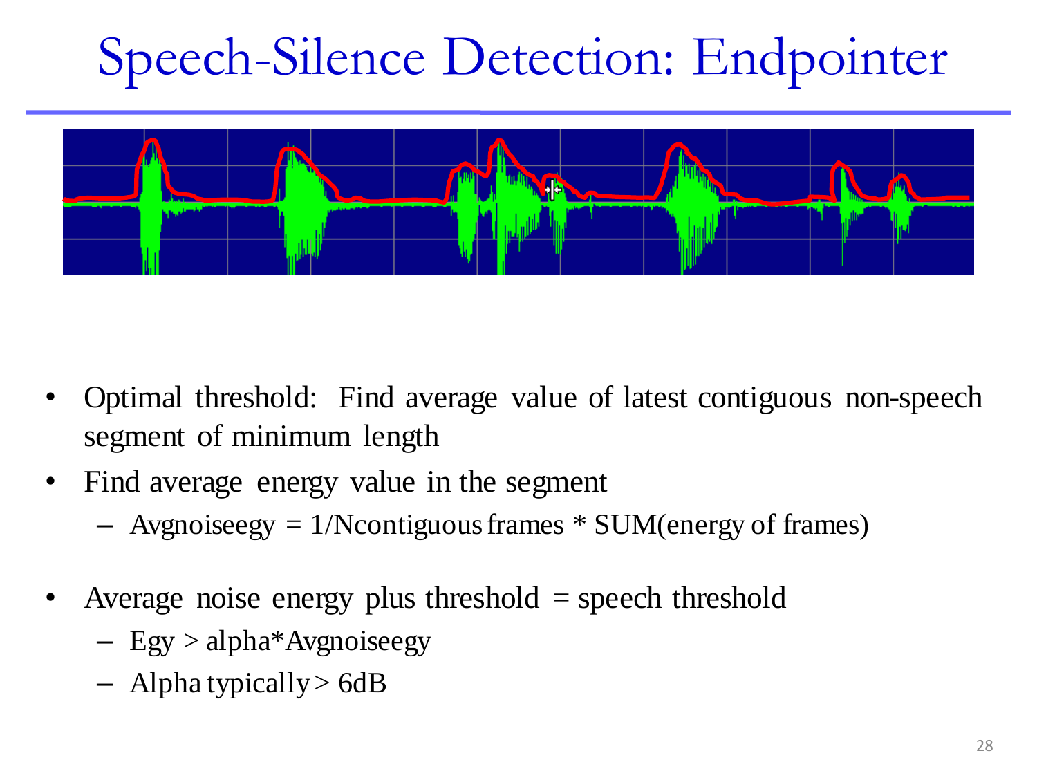# Speech-Silence Detection: Endpointer

- Optimal threshold: Find average value of latest contiguous non-speech segment of minimum length
- Find average energy value in the segment
  - Avgnoiseegy = 1/Ncontiguous frames * SUM(energy of frames)
- Average noise energy plus threshold = speech threshold
  - Egy > alpha*Avgnoiseegy
  - Alpha typically > 6dB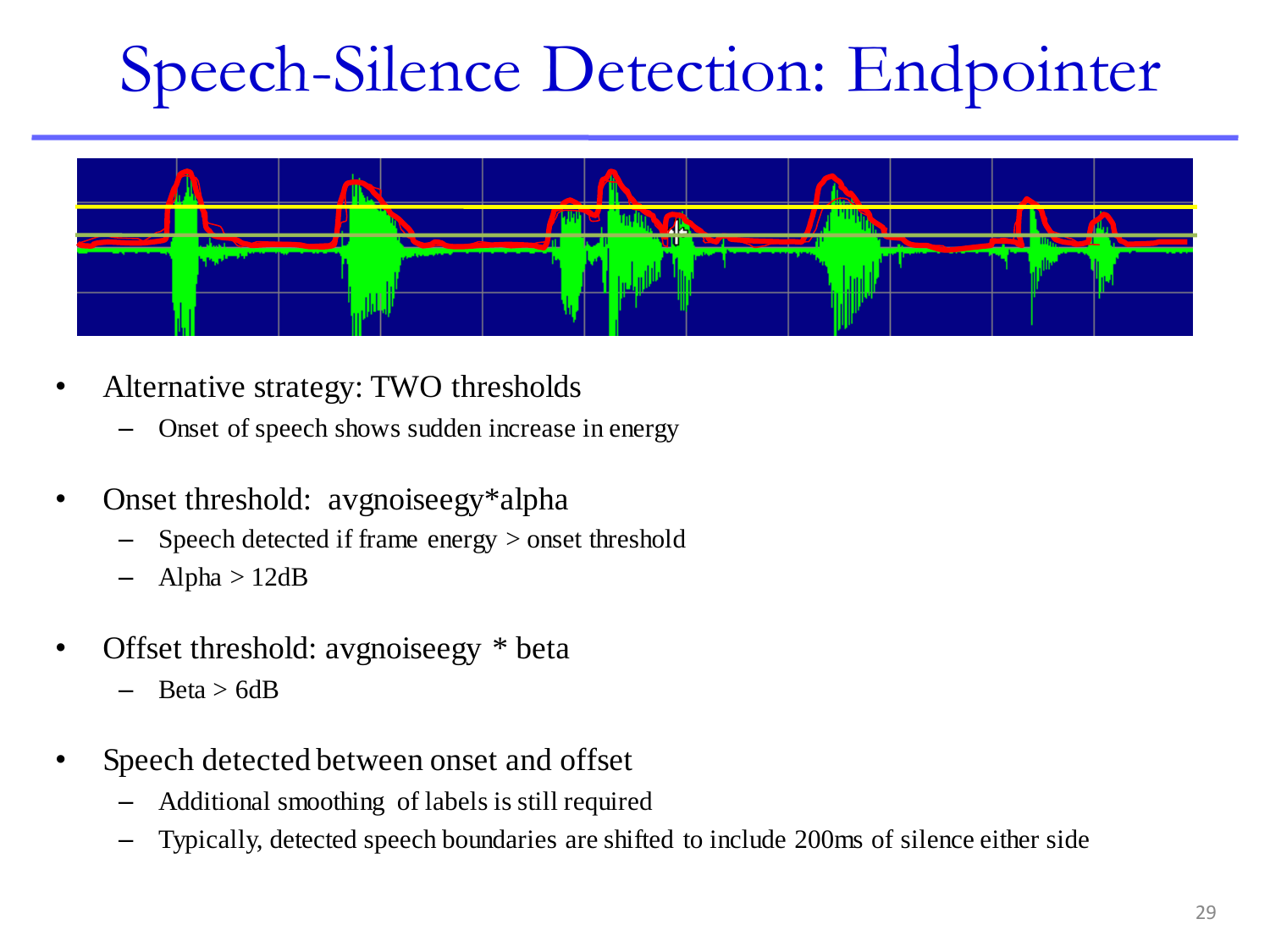# Speech-Silence Detection: Endpointer

- Alternative strategy: TWO thresholds
  - Onset of speech shows sudden increase in energy
- Onset threshold: avgnoiseegy*alpha
  - Speech detected if frame energy > onset threshold
  - Alpha > 12dB
- Offset threshold: avgnoiseegy * beta
  - Beta > 6dB
- Speech detected between onset and offset
  - Additional smoothing of labels is still required
  - Typically, detected speech boundaries are shifted to include 200ms of silence either side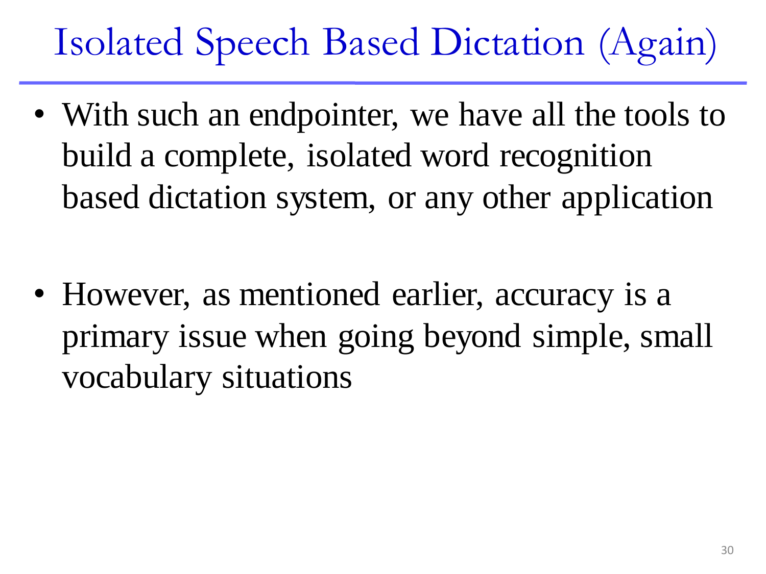# Isolated Speech Based Dictation (Again)

- With such an endpointer, we have all the tools to build a complete, isolated word recognition based dictation system, or any other application

- However, as mentioned earlier, accuracy is a primary issue when going beyond simple, small vocabulary situations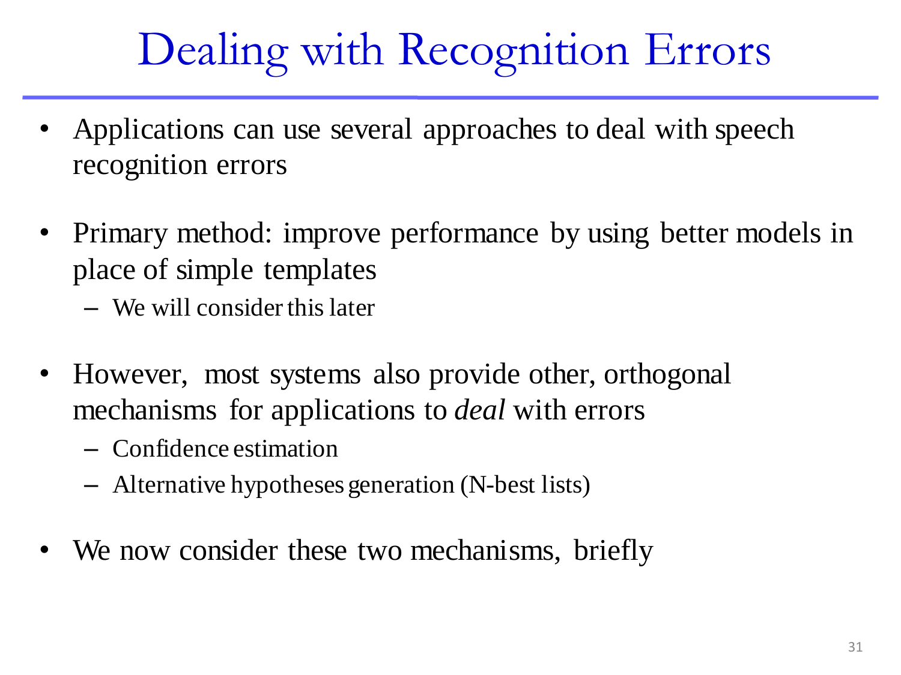# Dealing with Recognition Errors

- Applications can use several approaches to deal with speech recognition errors
- Primary method: improve performance by using better models in place of simple templates
  - We will consider this later
- However, most systems also provide other, orthogonal mechanisms for applications to *deal* with errors
  - Confidence estimation
  - Alternative hypotheses generation (N-best lists)
- We now consider these two mechanisms, briefly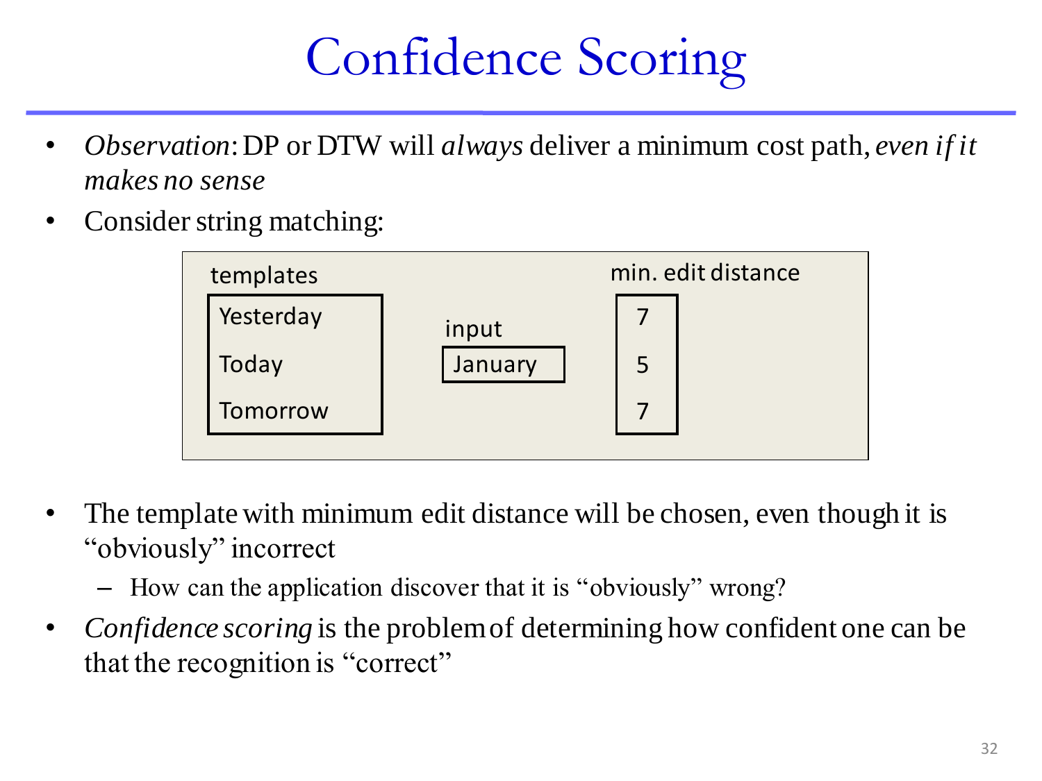# Confidence Scoring

- *Observation*: DP or DTW will *always* deliver a minimum cost path, *even if it makes no sense*
- Consider string matching:

| templates | input | min. edit distance |
|---|---|---|
| Yesterday | | 7 |
| Today | January | 5 |
| Tomorrow | | 7 |

- The template with minimum edit distance will be chosen, even though it is "obviously" incorrect
  - How can the application discover that it is "obviously" wrong?
- *Confidence scoring* is the problem of determining how confident one can be that the recognition is "correct"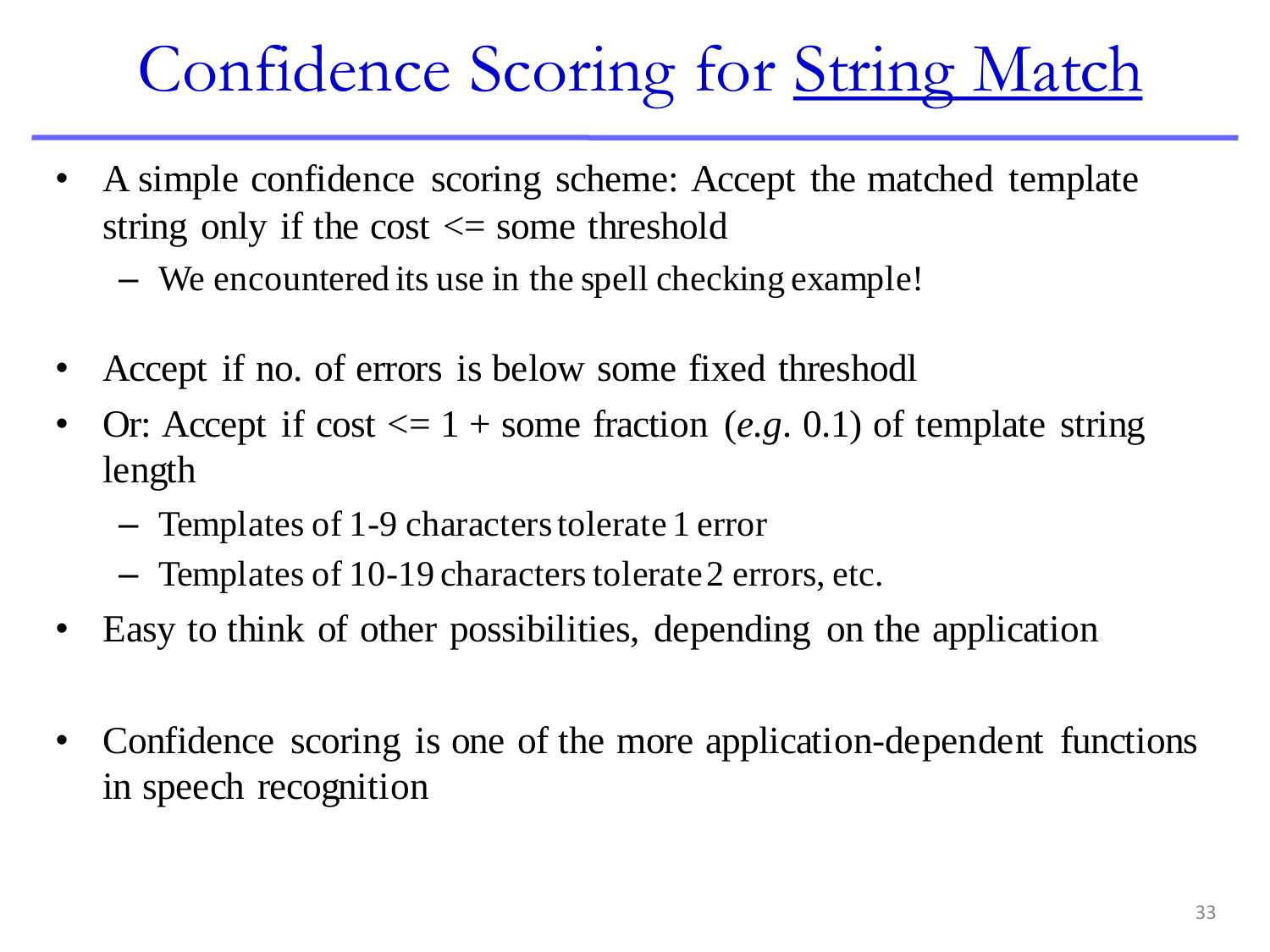# Confidence Scoring for String Match

- A simple confidence scoring scheme: Accept the matched template string only if the cost <= some threshold
  - We encountered its use in the spell checking example!
- Accept if no. of errors is below some fixed threshodl
- Or: Accept if cost <= 1 + some fraction (*e.g*. 0.1) of template string length
  - Templates of 1-9 characters tolerate 1 error
  - Templates of 10-19 characters tolerate 2 errors, etc.
- Easy to think of other possibilities, depending on the application
- Confidence scoring is one of the more application-dependent functions in speech recognition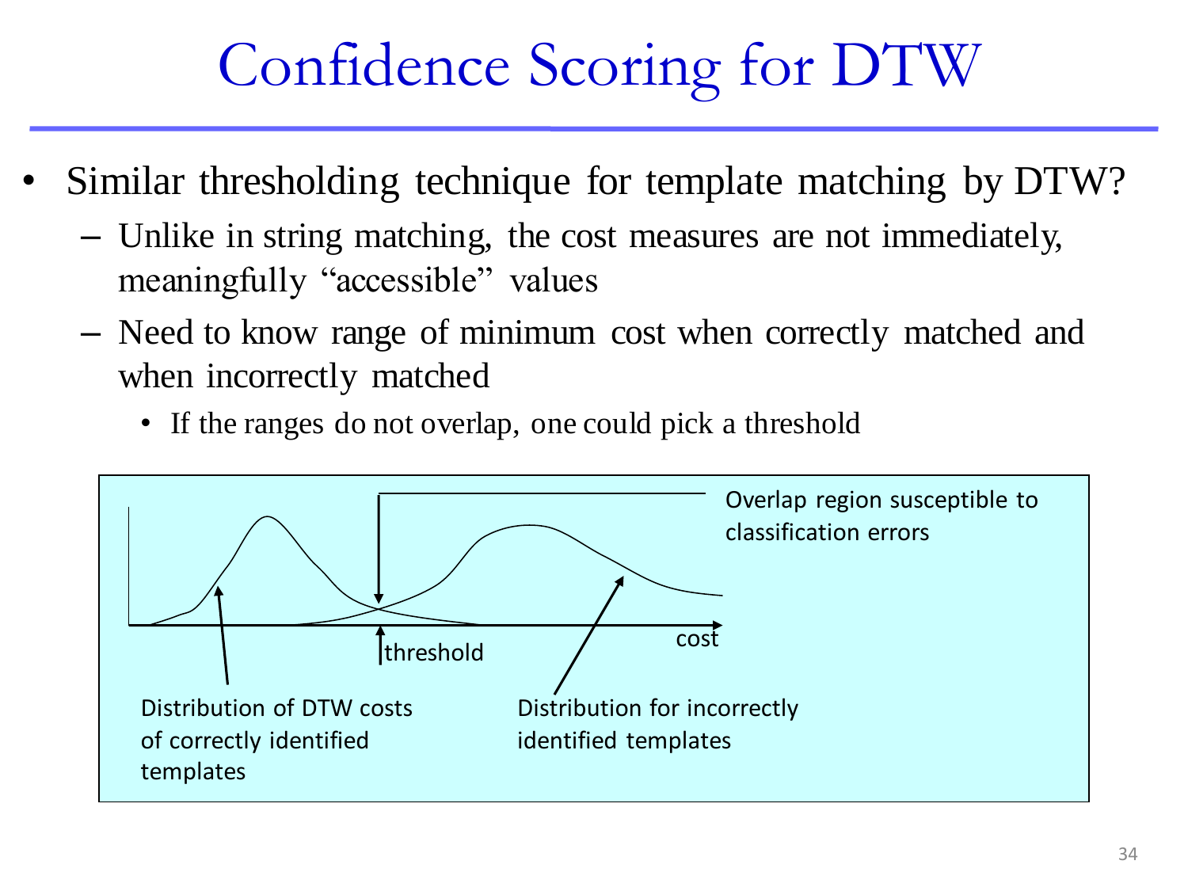# Confidence Scoring for DTW

- Similar thresholding technique for template matching by DTW?
  - Unlike in string matching, the cost measures are not immediately, meaningfully "accessible" values
  - Need to know range of minimum cost when correctly matched and when incorrectly matched
    - If the ranges do not overlap, one could pick a threshold

Overlap region susceptible to classification errors

threshold

cost

Distribution of DTW costs of correctly identified templates

Distribution for incorrectly identified templates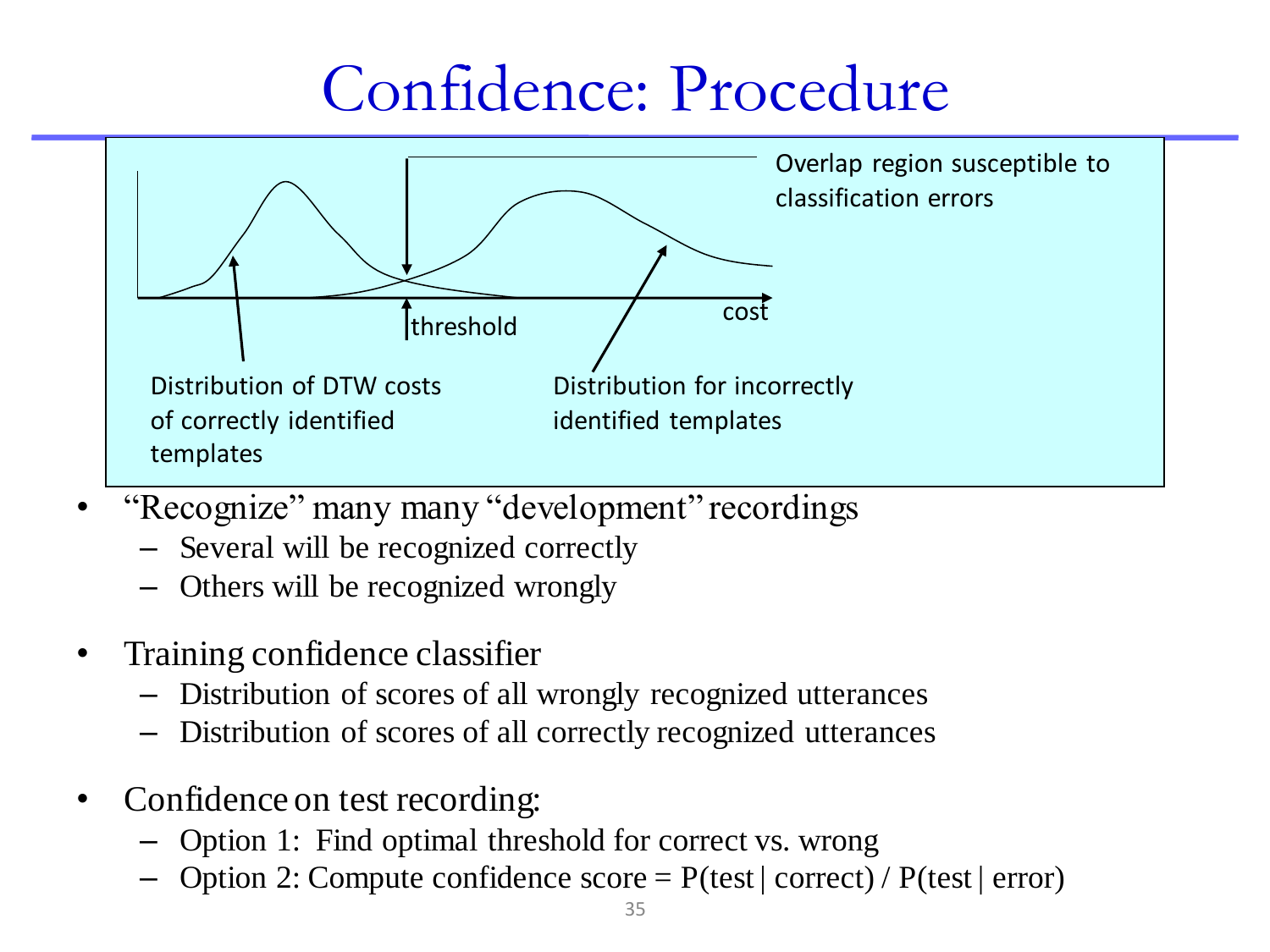# Confidence: Procedure

Overlap region susceptible to classification errors

threshold

cost

Distribution of DTW costs of correctly identified templates

Distribution for incorrectly identified templates

- "Recognize" many many "development" recordings
  - Several will be recognized correctly
  - Others will be recognized wrongly
- Training confidence classifier
  - Distribution of scores of all wrongly recognized utterances
  - Distribution of scores of all correctly recognized utterances
- Confidence on test recording:
  - Option 1: Find optimal threshold for correct vs. wrong
  - Option 2: Compute confidence score = P(test | correct) / P(test | error)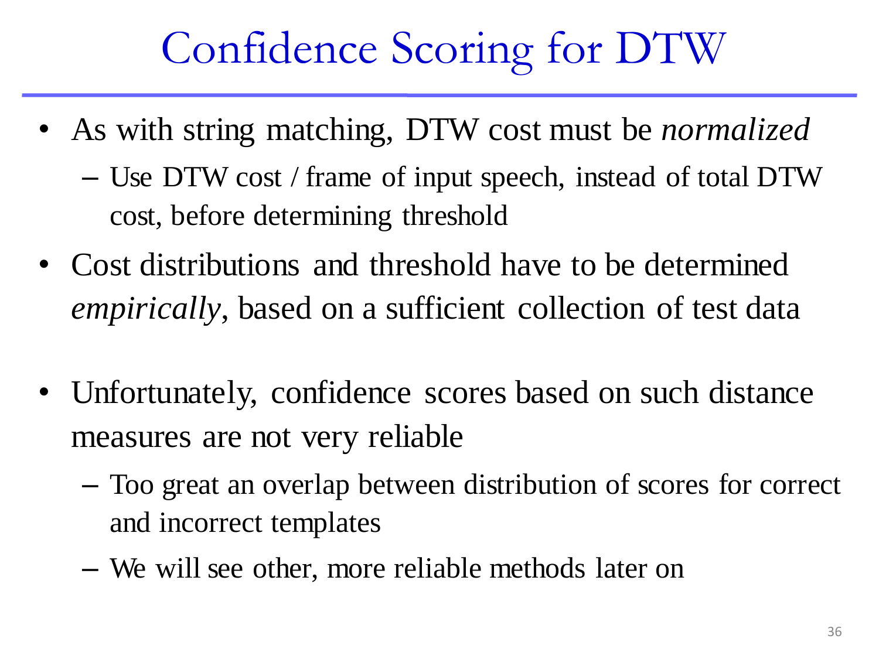# Confidence Scoring for DTW

- As with string matching, DTW cost must be *normalized*
  - Use DTW cost / frame of input speech, instead of total DTW cost, before determining threshold
- Cost distributions and threshold have to be determined *empirically*, based on a sufficient collection of test data
- Unfortunately, confidence scores based on such distance measures are not very reliable
  - Too great an overlap between distribution of scores for correct and incorrect templates
  - We will see other, more reliable methods later on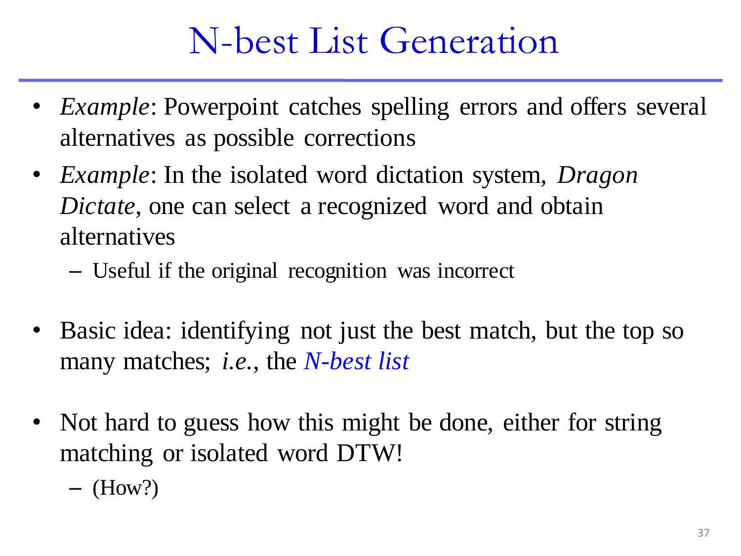# N-best List Generation

- *Example*: Powerpoint catches spelling errors and offers several alternatives as possible corrections
- *Example*: In the isolated word dictation system, *Dragon Dictate*, one can select a recognized word and obtain alternatives
  - Useful if the original recognition was incorrect
- Basic idea: identifying not just the best match, but the top so many matches; *i.e.*, the *N-best list*
- Not hard to guess how this might be done, either for string matching or isolated word DTW!
  - (How?)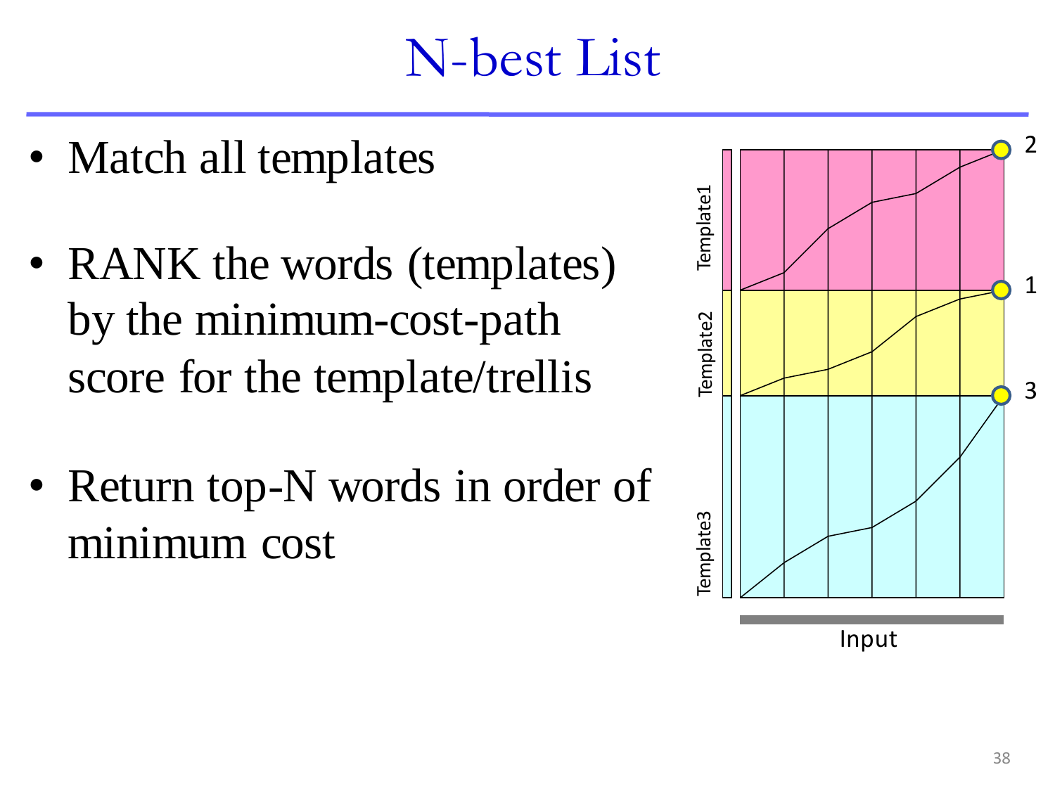# N-best List

- Match all templates
- RANK the words (templates) by the minimum-cost-path score for the template/trellis
- Return top-N words in order of minimum cost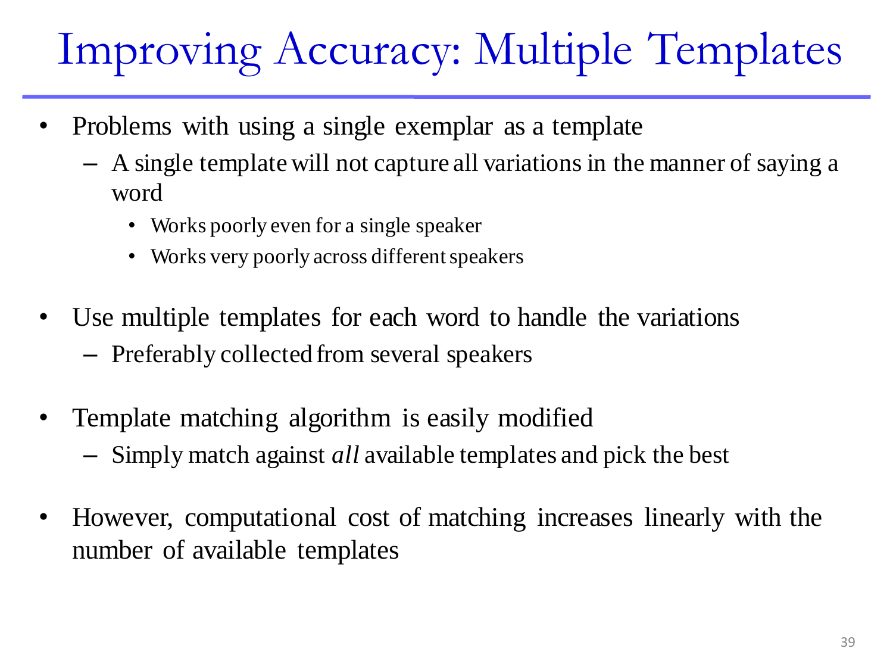# Improving Accuracy: Multiple Templates

- Problems with using a single exemplar as a template
  - A single template will not capture all variations in the manner of saying a word
    - Works poorly even for a single speaker
    - Works very poorly across different speakers

- Use multiple templates for each word to handle the variations
  - Preferably collected from several speakers

- Template matching algorithm is easily modified
  - Simply match against *all* available templates and pick the best

- However, computational cost of matching increases linearly with the number of available templates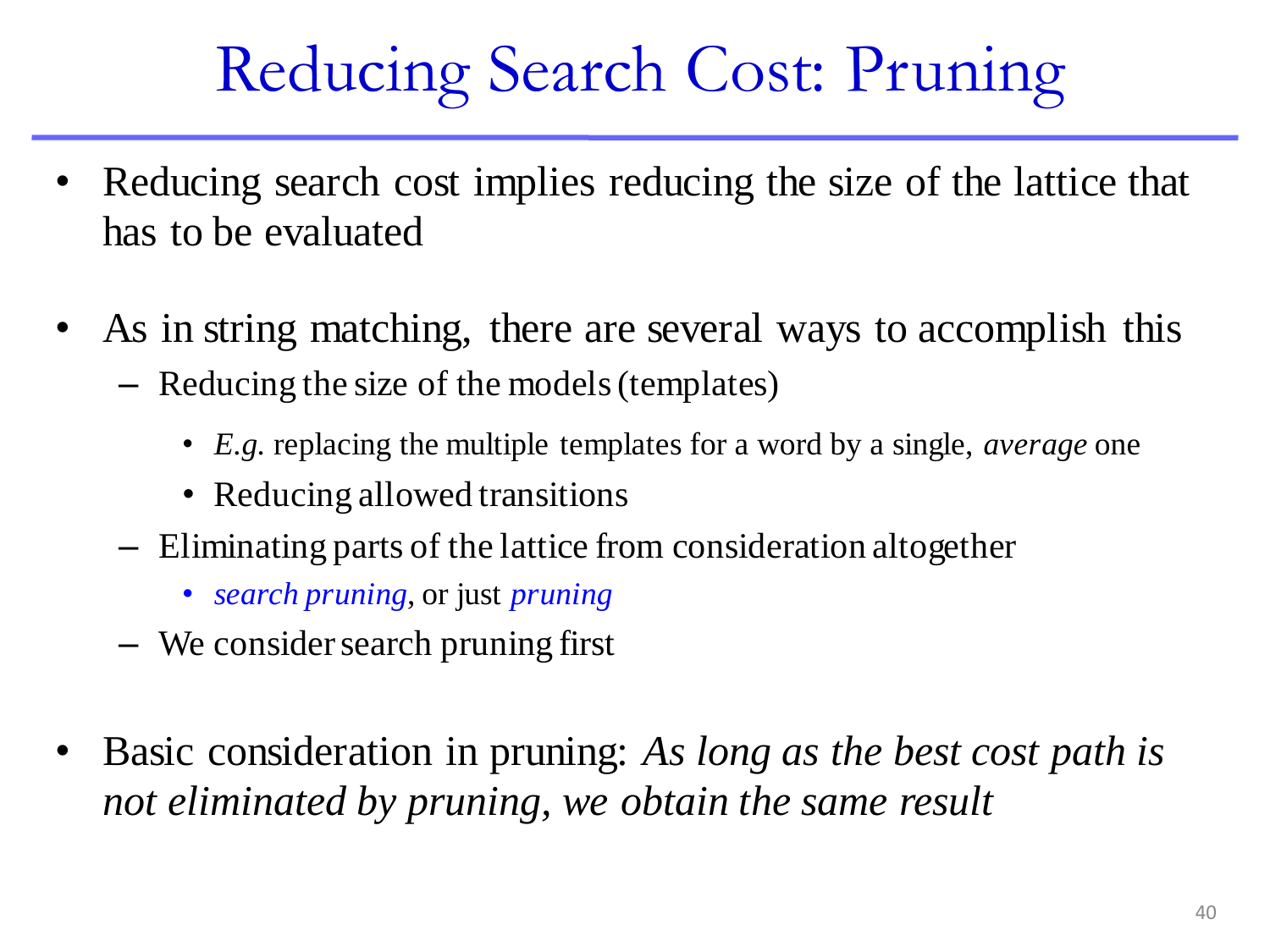# Reducing Search Cost: Pruning

- Reducing search cost implies reducing the size of the lattice that has to be evaluated

- As in string matching, there are several ways to accomplish this
  - Reducing the size of the models (templates)
    - *E.g.* replacing the multiple templates for a word by a single, *average* one
    - Reducing allowed transitions
  - Eliminating parts of the lattice from consideration altogether
    - *search pruning*, or just *pruning*
  - We consider search pruning first

- Basic consideration in pruning: *As long as the best cost path is not eliminated by pruning, we obtain the same result*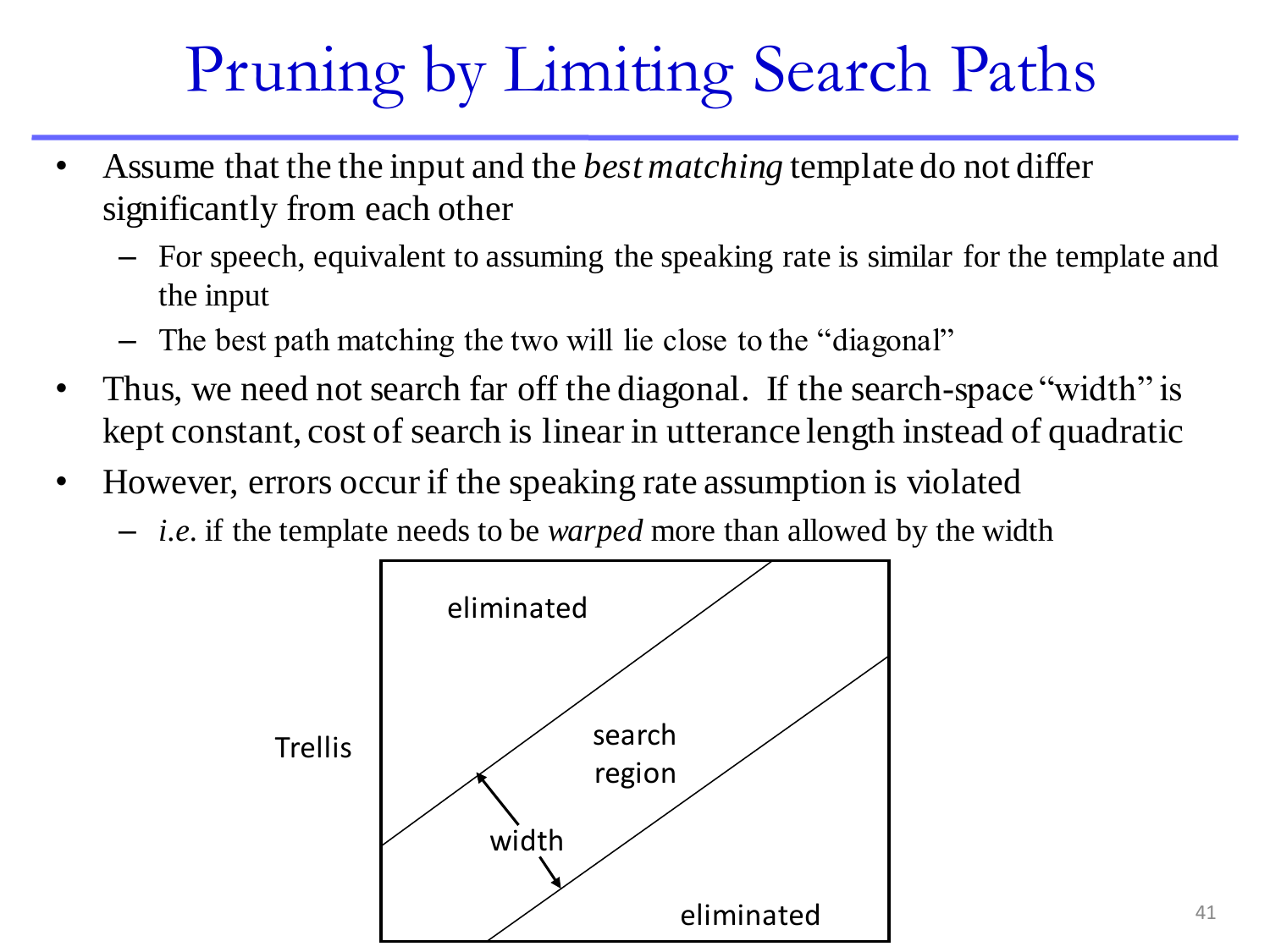# Pruning by Limiting Search Paths

- Assume that the the input and the *best matching* template do not differ significantly from each other
  - For speech, equivalent to assuming the speaking rate is similar for the template and the input
  - The best path matching the two will lie close to the "diagonal"
- Thus, we need not search far off the diagonal. If the search-space "width" is kept constant, cost of search is linear in utterance length instead of quadratic
- However, errors occur if the speaking rate assumption is violated
  - *i.e.* if the template needs to be *warped* more than allowed by the width

Trellis

eliminated

search region

width

eliminated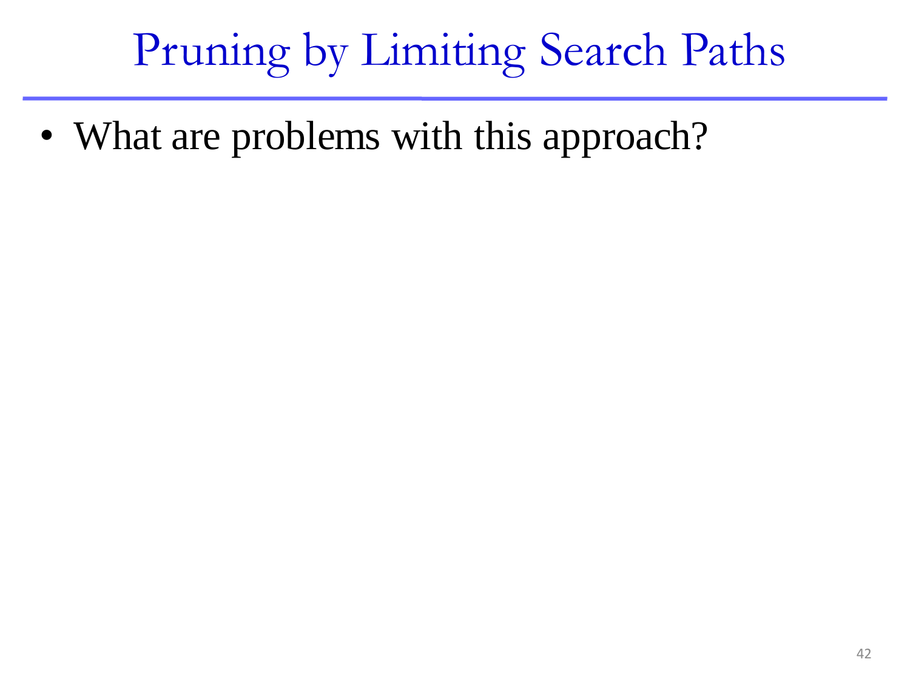# Pruning by Limiting Search Paths

- What are problems with this approach?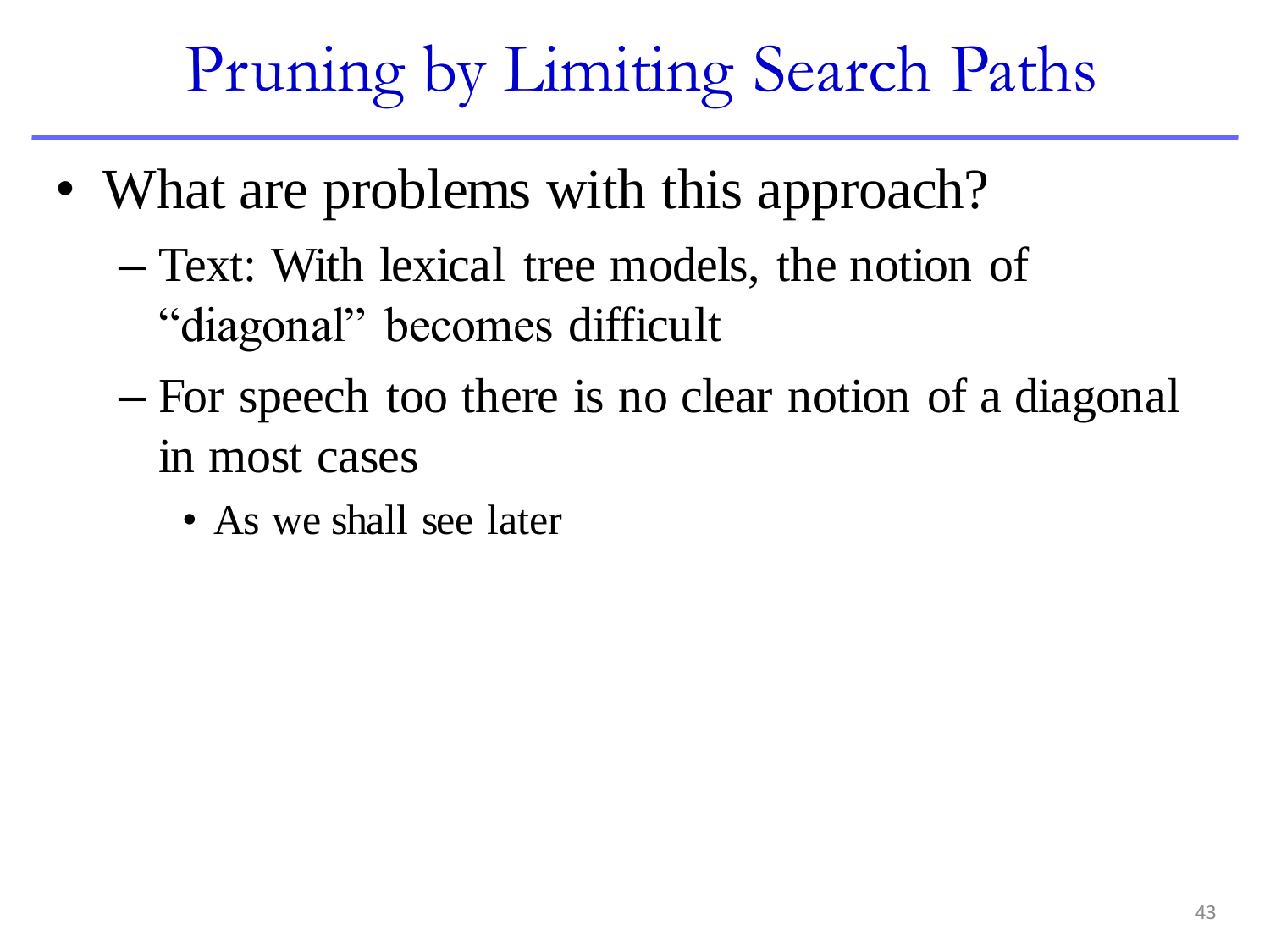# Pruning by Limiting Search Paths

- What are problems with this approach?
  - Text: With lexical tree models, the notion of "diagonal" becomes difficult
  - For speech too there is no clear notion of a diagonal in most cases
    - As we shall see later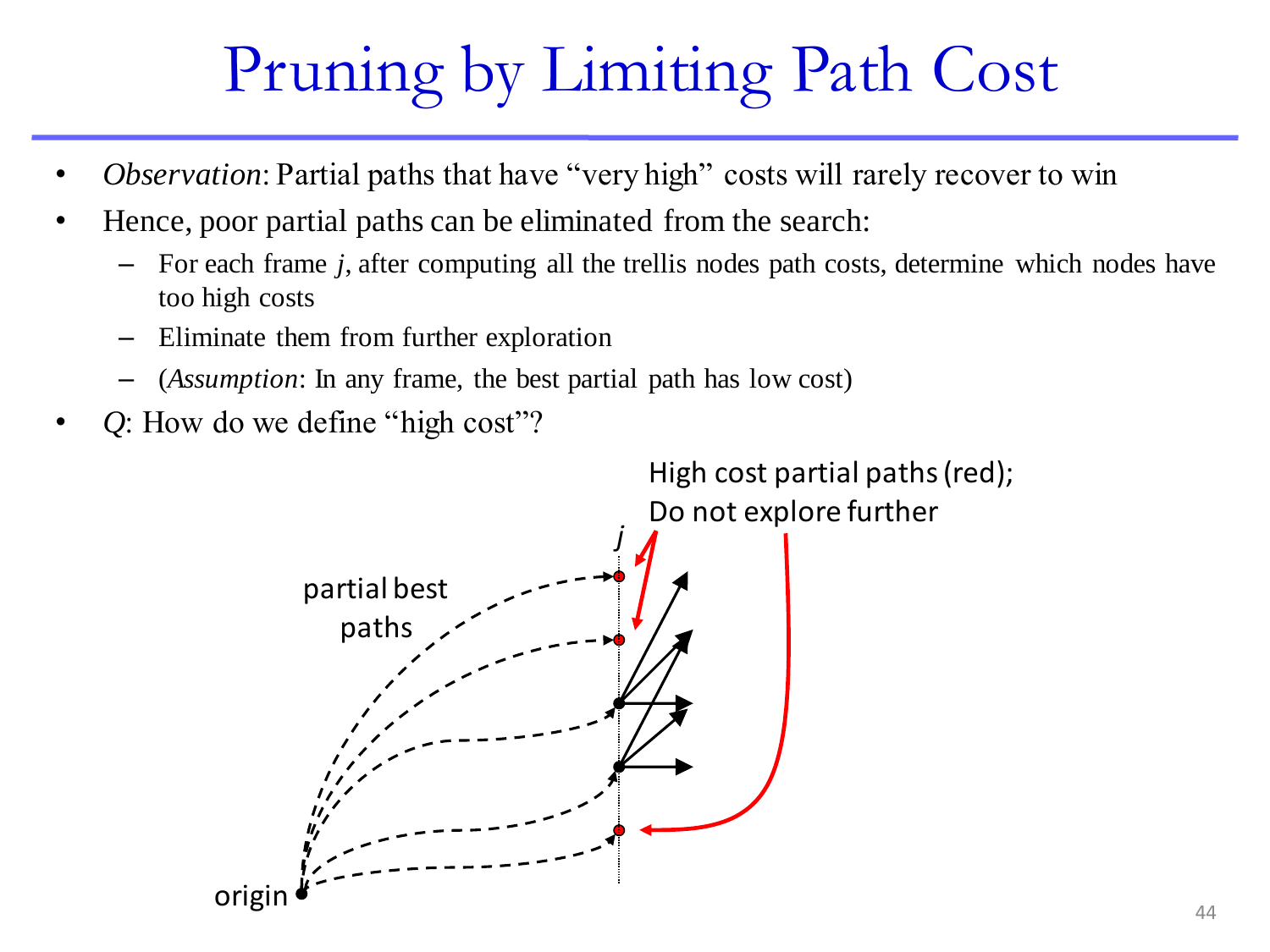# Pruning by Limiting Path Cost

- *Observation*: Partial paths that have "very high" costs will rarely recover to win
- Hence, poor partial paths can be eliminated from the search:
  - For each frame $j$, after computing all the trellis nodes path costs, determine which nodes have too high costs
  - Eliminate them from further exploration
  - (*Assumption*: In any frame, the best partial path has low cost)
- *Q*: How do we define "high cost"?

High cost partial paths (red); Do not explore further

partial best paths

origin

$j$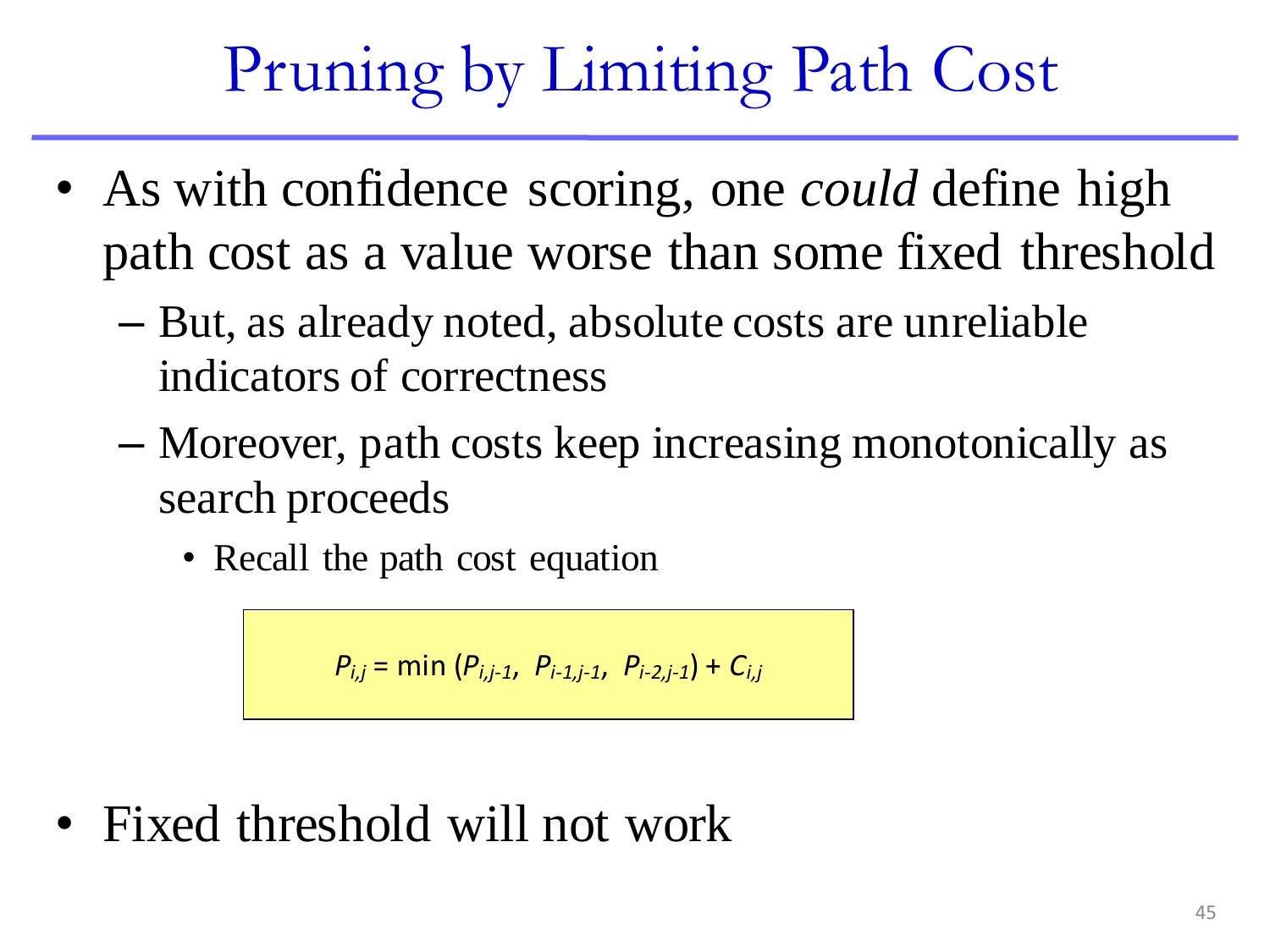# Pruning by Limiting Path Cost

- As with confidence scoring, one *could* define high path cost as a value worse than some fixed threshold
  - But, as already noted, absolute costs are unreliable indicators of correctness
  - Moreover, path costs keep increasing monotonically as search proceeds
    - Recall the path cost equation

$$P_{i,j} = \min(P_{i,j-1},\ P_{i-1,j-1},\ P_{i-2,j-1}) + C_{i,j}$$

- Fixed threshold will not work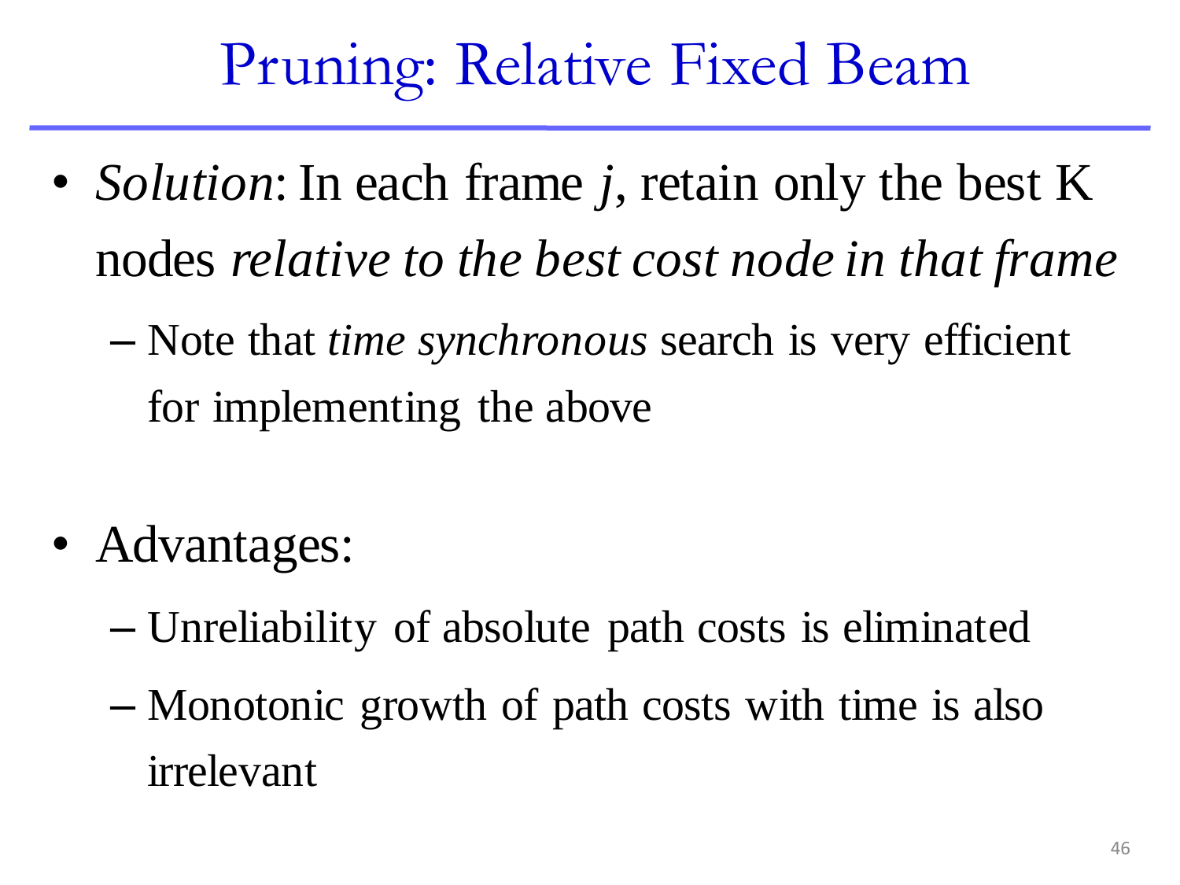# Pruning: Relative Fixed Beam

- *Solution*: In each frame *j*, retain only the best K nodes *relative to the best cost node in that frame*
  - Note that *time synchronous* search is very efficient for implementing the above

- Advantages:
  - Unreliability of absolute path costs is eliminated
  - Monotonic growth of path costs with time is also irrelevant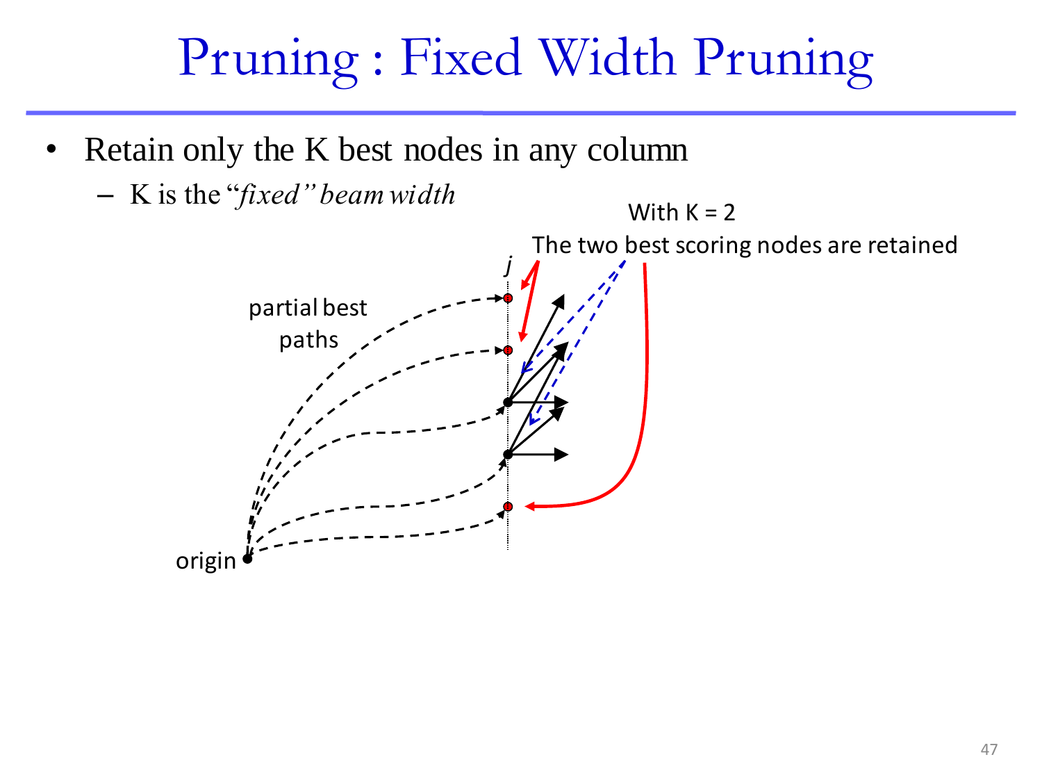# Pruning : Fixed Width Pruning

- Retain only the K best nodes in any column
  - K is the "*fixed" beam width*

With K = 2

The two best scoring nodes are retained

$j$

partial best paths

origin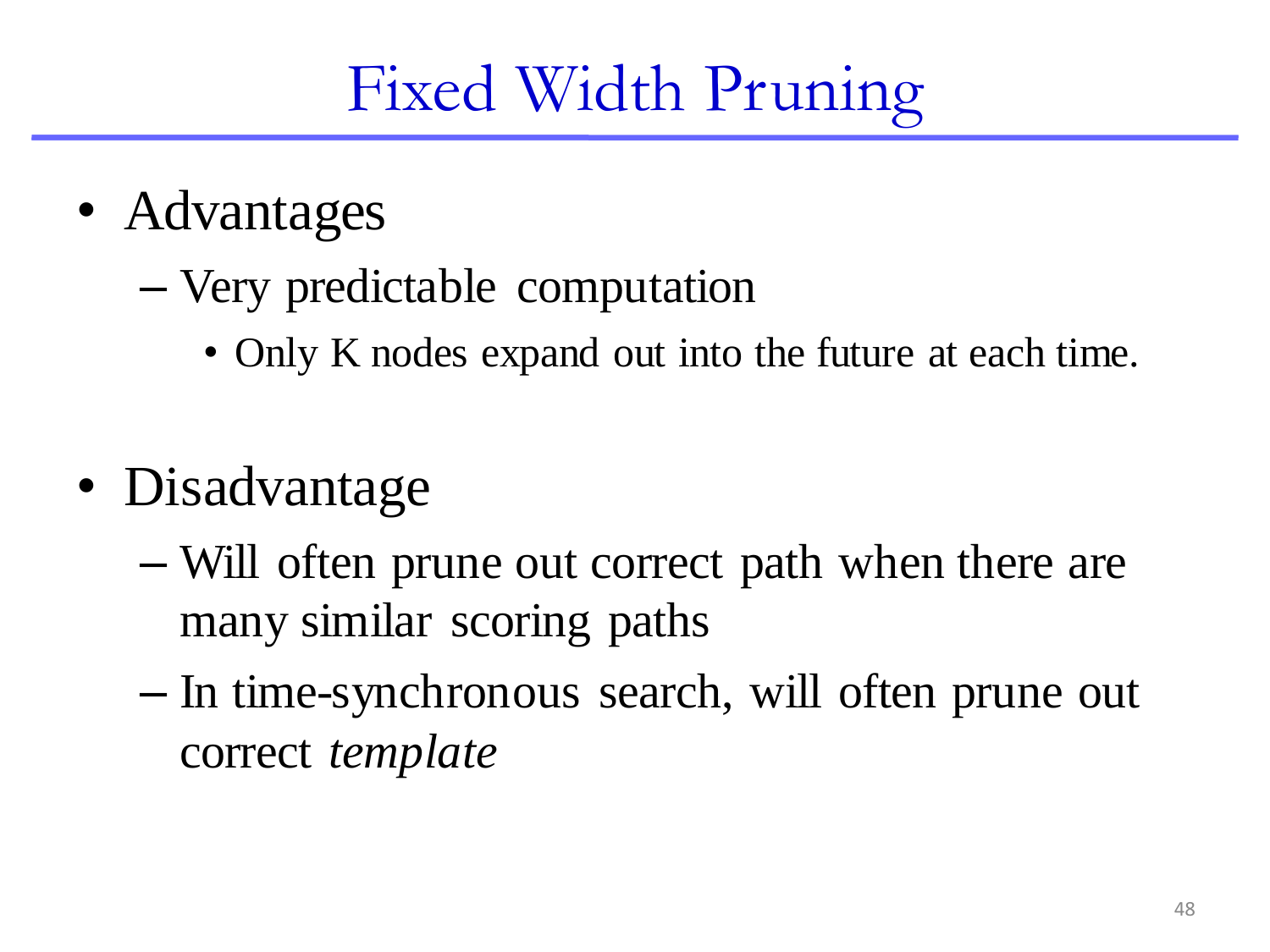# Fixed Width Pruning

- Advantages
  - Very predictable computation
    - Only K nodes expand out into the future at each time.
- Disadvantage
  - Will often prune out correct path when there are many similar scoring paths
  - In time-synchronous search, will often prune out correct *template*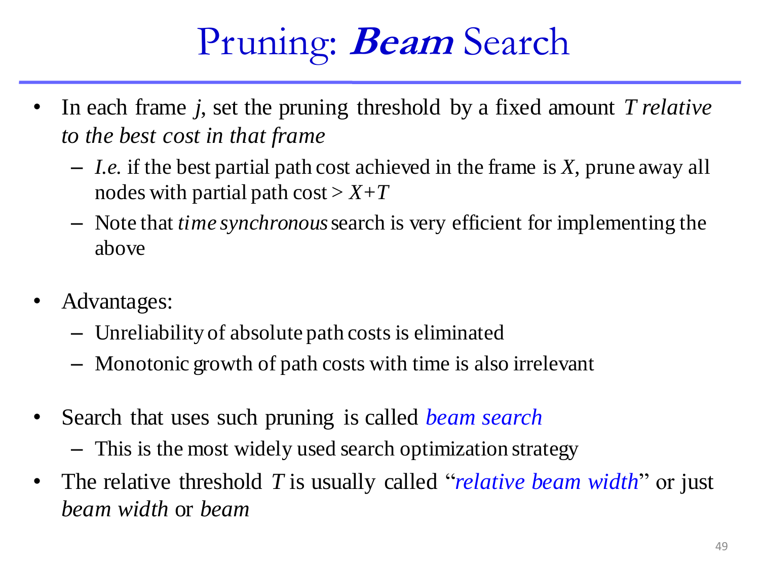# Pruning: ***Beam*** Search

- In each frame $j$, set the pruning threshold by a fixed amount $T$ *relative to the best cost in that frame*
  - *I.e.* if the best partial path cost achieved in the frame is $X$, prune away all nodes with partial path cost > $X+T$
  - Note that *time synchronous* search is very efficient for implementing the above

- Advantages:
  - Unreliability of absolute path costs is eliminated
  - Monotonic growth of path costs with time is also irrelevant

- Search that uses such pruning is called *beam search*
  - This is the most widely used search optimization strategy
- The relative threshold $T$ is usually called "*relative beam width*" or just *beam width* or *beam*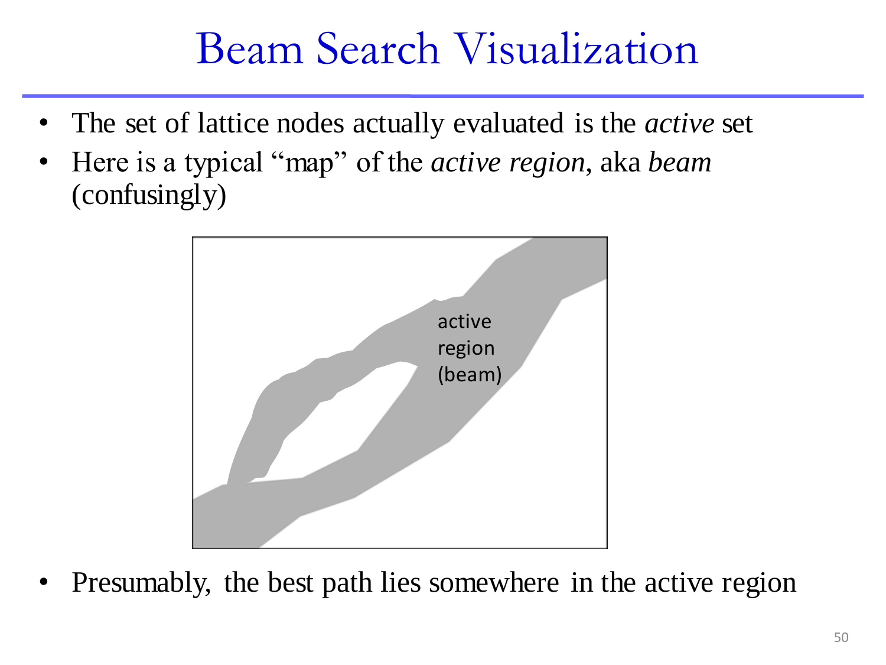# Beam Search Visualization

- The set of lattice nodes actually evaluated is the *active* set
- Here is a typical "map" of the *active region*, aka *beam* (confusingly)

active region (beam)

- Presumably, the best path lies somewhere in the active region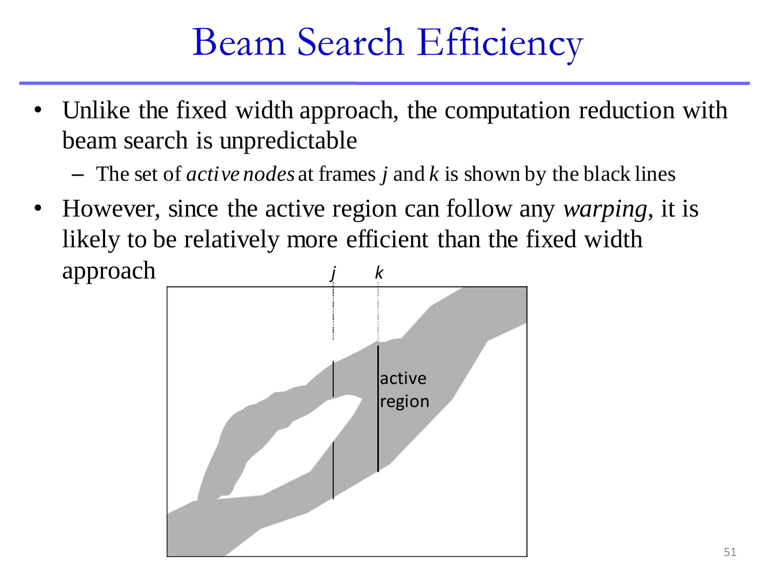# Beam Search Efficiency

- Unlike the fixed width approach, the computation reduction with beam search is unpredictable
  - The set of *active nodes* at frames $j$ and $k$ is shown by the black lines
- However, since the active region can follow any *warping*, it is likely to be relatively more efficient than the fixed width approach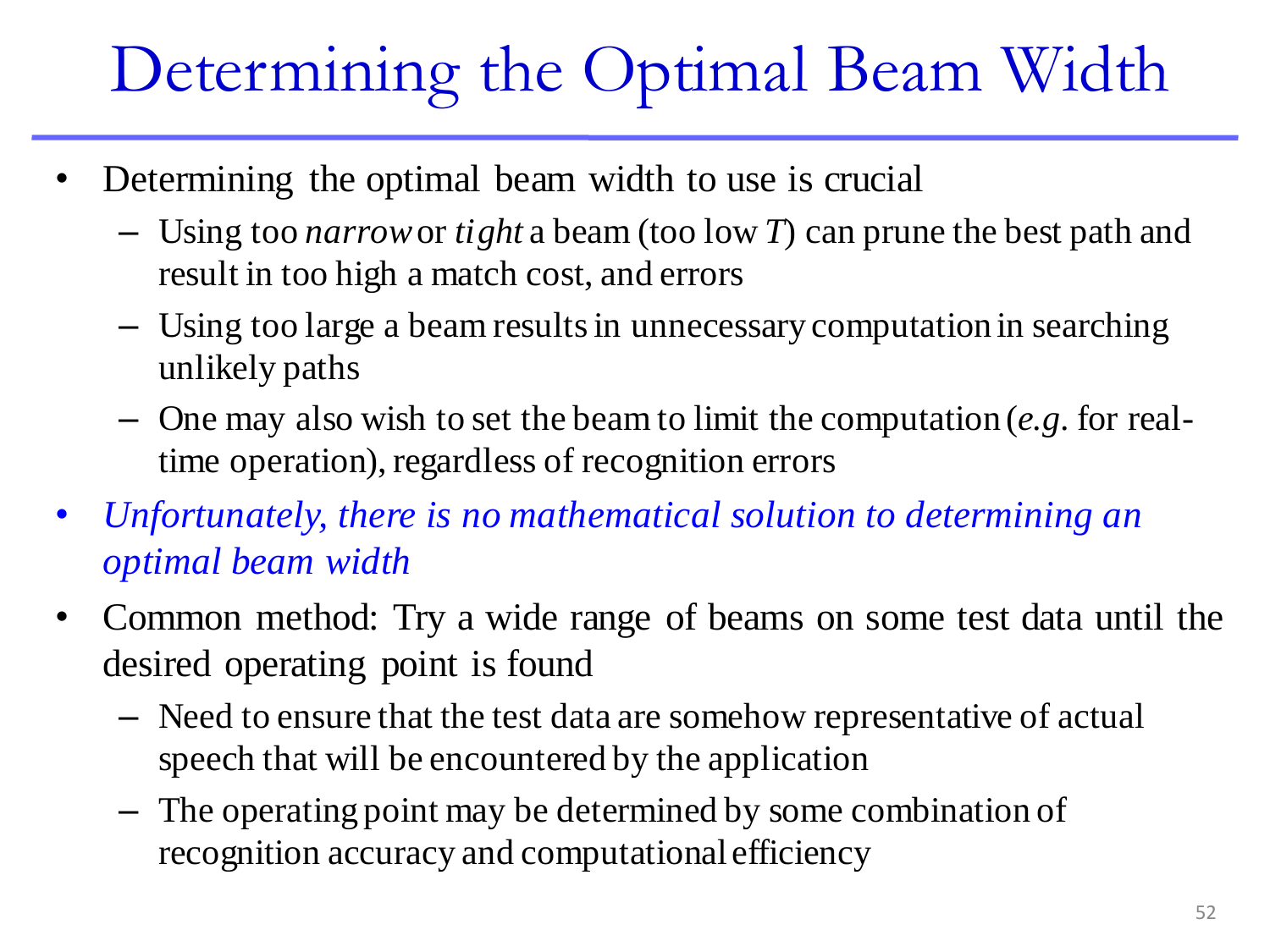# Determining the Optimal Beam Width

- Determining the optimal beam width to use is crucial
  - Using too *narrow* or *tight* a beam (too low $T$) can prune the best path and result in too high a match cost, and errors
  - Using too large a beam results in unnecessary computation in searching unlikely paths
  - One may also wish to set the beam to limit the computation (*e.g.* for real-time operation), regardless of recognition errors
- *Unfortunately, there is no mathematical solution to determining an optimal beam width*
- Common method: Try a wide range of beams on some test data until the desired operating point is found
  - Need to ensure that the test data are somehow representative of actual speech that will be encountered by the application
  - The operating point may be determined by some combination of recognition accuracy and computational efficiency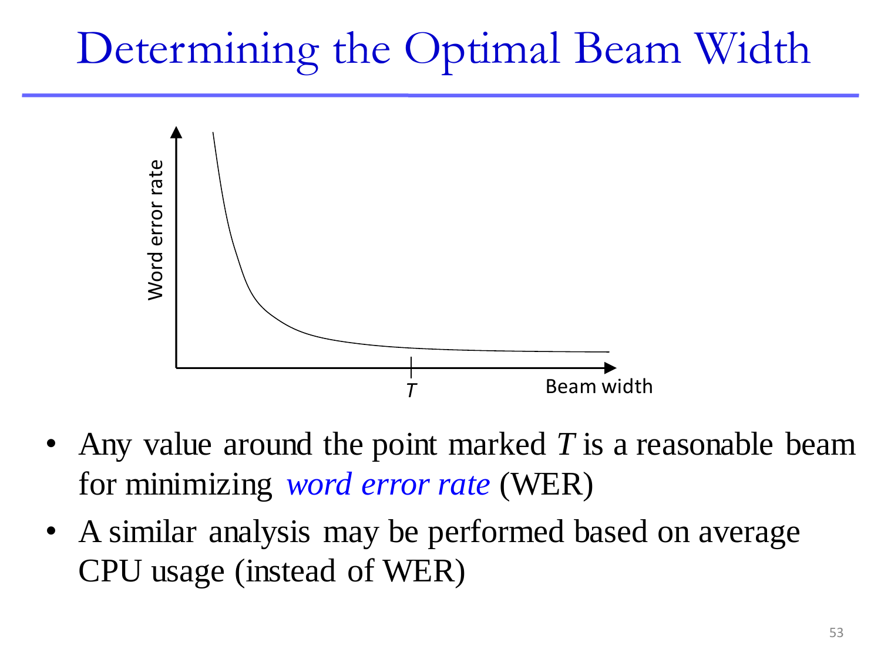# Determining the Optimal Beam Width

- Any value around the point marked $T$ is a reasonable beam for minimizing *word error rate* (WER)
- A similar analysis may be performed based on average CPU usage (instead of WER)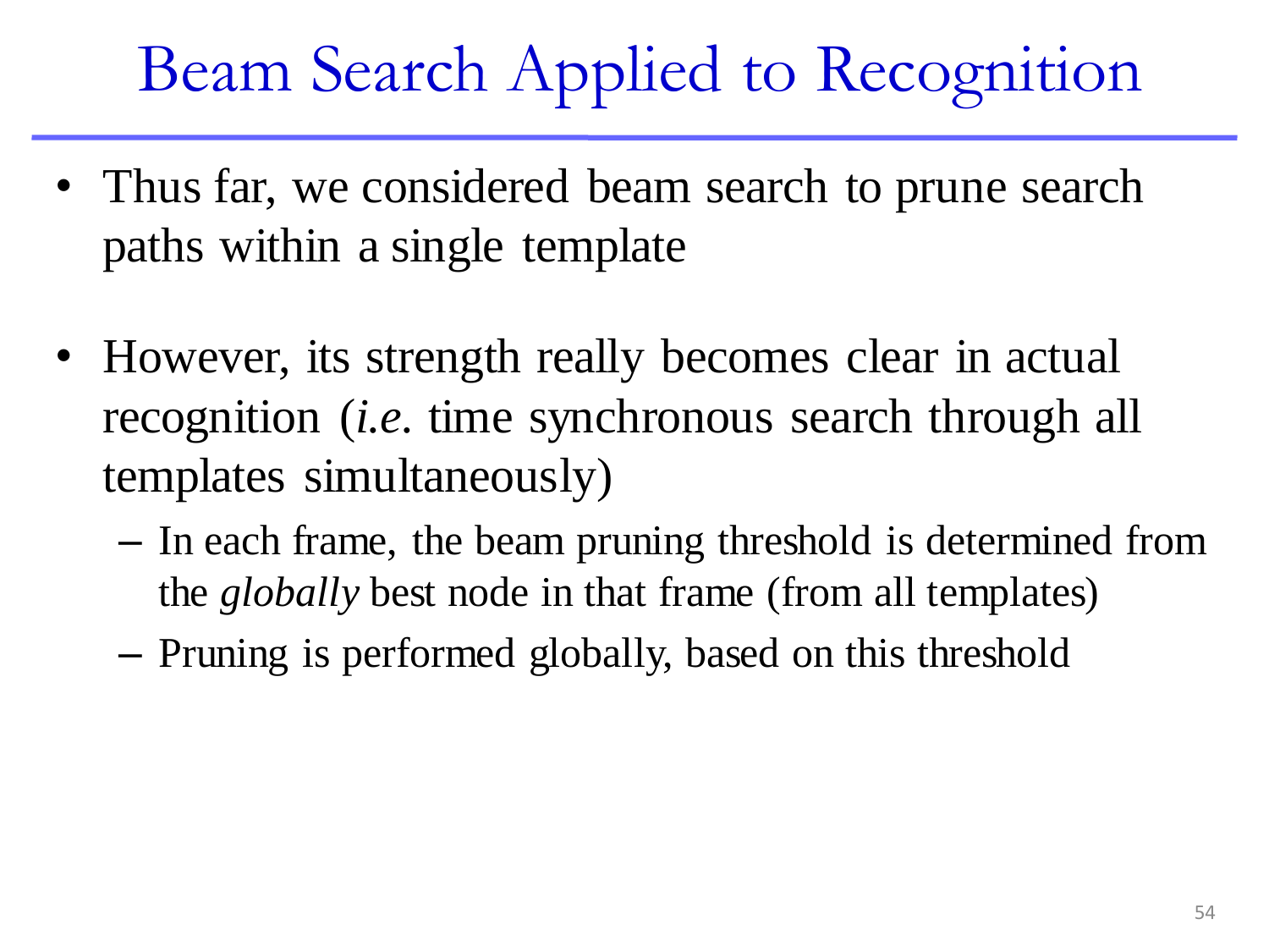# Beam Search Applied to Recognition

- Thus far, we considered beam search to prune search paths within a single template
- However, its strength really becomes clear in actual recognition (*i.e.* time synchronous search through all templates simultaneously)
  - In each frame, the beam pruning threshold is determined from the *globally* best node in that frame (from all templates)
  - Pruning is performed globally, based on this threshold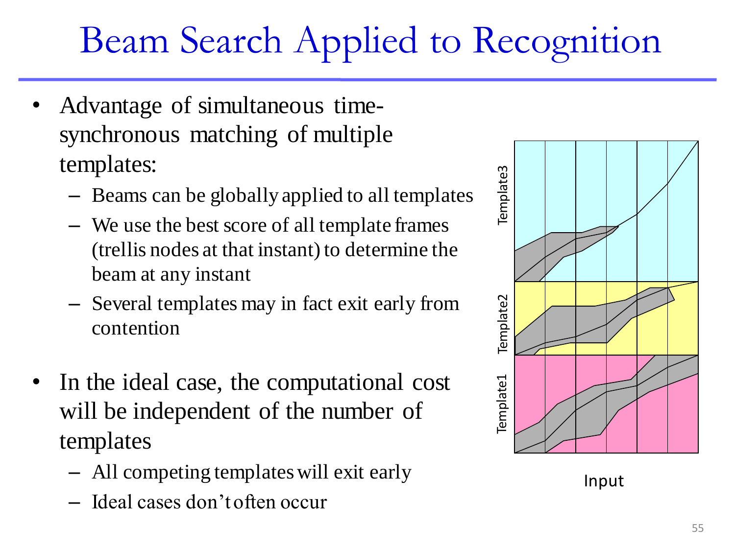# Beam Search Applied to Recognition

- Advantage of simultaneous time-synchronous matching of multiple templates:
  - Beams can be globally applied to all templates
  - We use the best score of all template frames (trellis nodes at that instant) to determine the beam at any instant
  - Several templates may in fact exit early from contention

- In the ideal case, the computational cost will be independent of the number of templates
  - All competing templates will exit early
  - Ideal cases don't often occur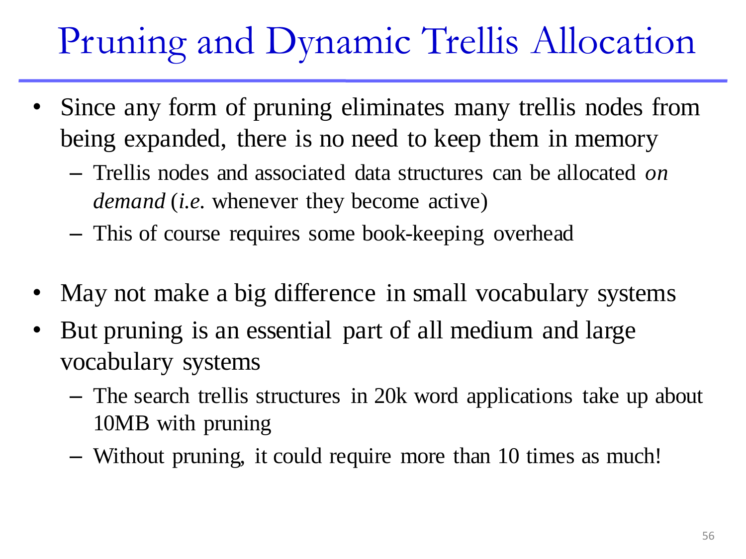# Pruning and Dynamic Trellis Allocation

- Since any form of pruning eliminates many trellis nodes from being expanded, there is no need to keep them in memory
  - Trellis nodes and associated data structures can be allocated *on demand* (*i.e.* whenever they become active)
  - This of course requires some book-keeping overhead

- May not make a big difference in small vocabulary systems
- But pruning is an essential part of all medium and large vocabulary systems
  - The search trellis structures in 20k word applications take up about 10MB with pruning
  - Without pruning, it could require more than 10 times as much!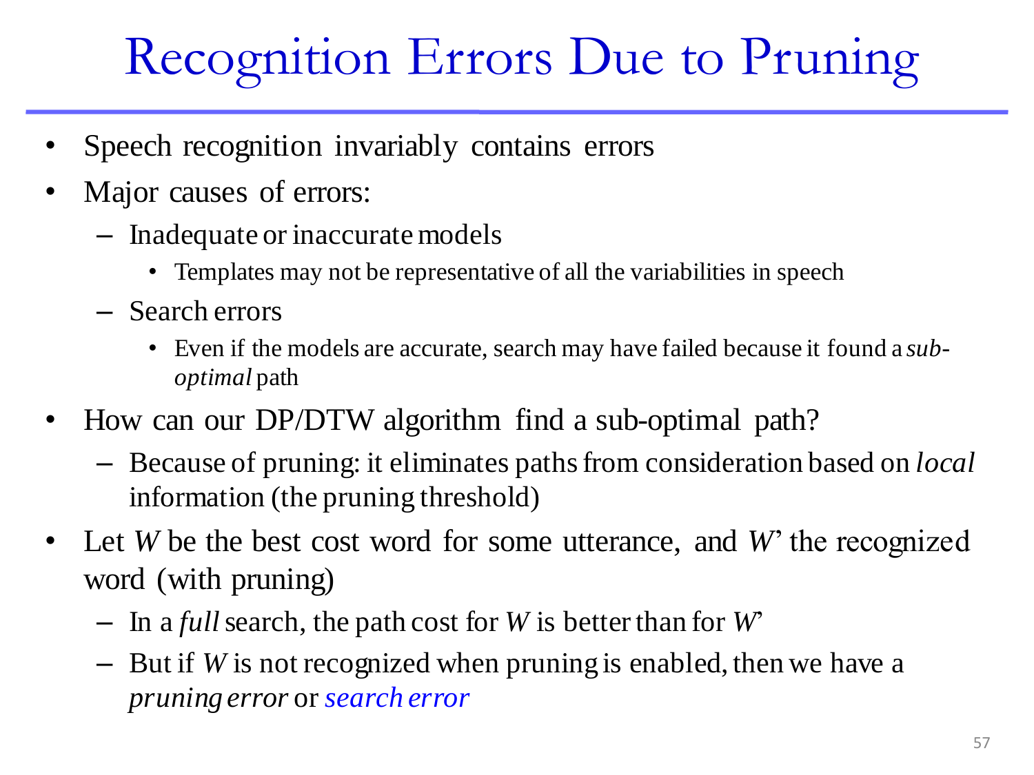# Recognition Errors Due to Pruning

- Speech recognition invariably contains errors
- Major causes of errors:
  - Inadequate or inaccurate models
    - Templates may not be representative of all the variabilities in speech
  - Search errors
    - Even if the models are accurate, search may have failed because it found a *sub-optimal* path
- How can our DP/DTW algorithm find a sub-optimal path?
  - Because of pruning: it eliminates paths from consideration based on *local* information (the pruning threshold)
- Let *W* be the best cost word for some utterance, and *W*' the recognized word (with pruning)
  - In a *full* search, the path cost for *W* is better than for *W*'
  - But if *W* is not recognized when pruning is enabled, then we have a *pruning error* or *search error*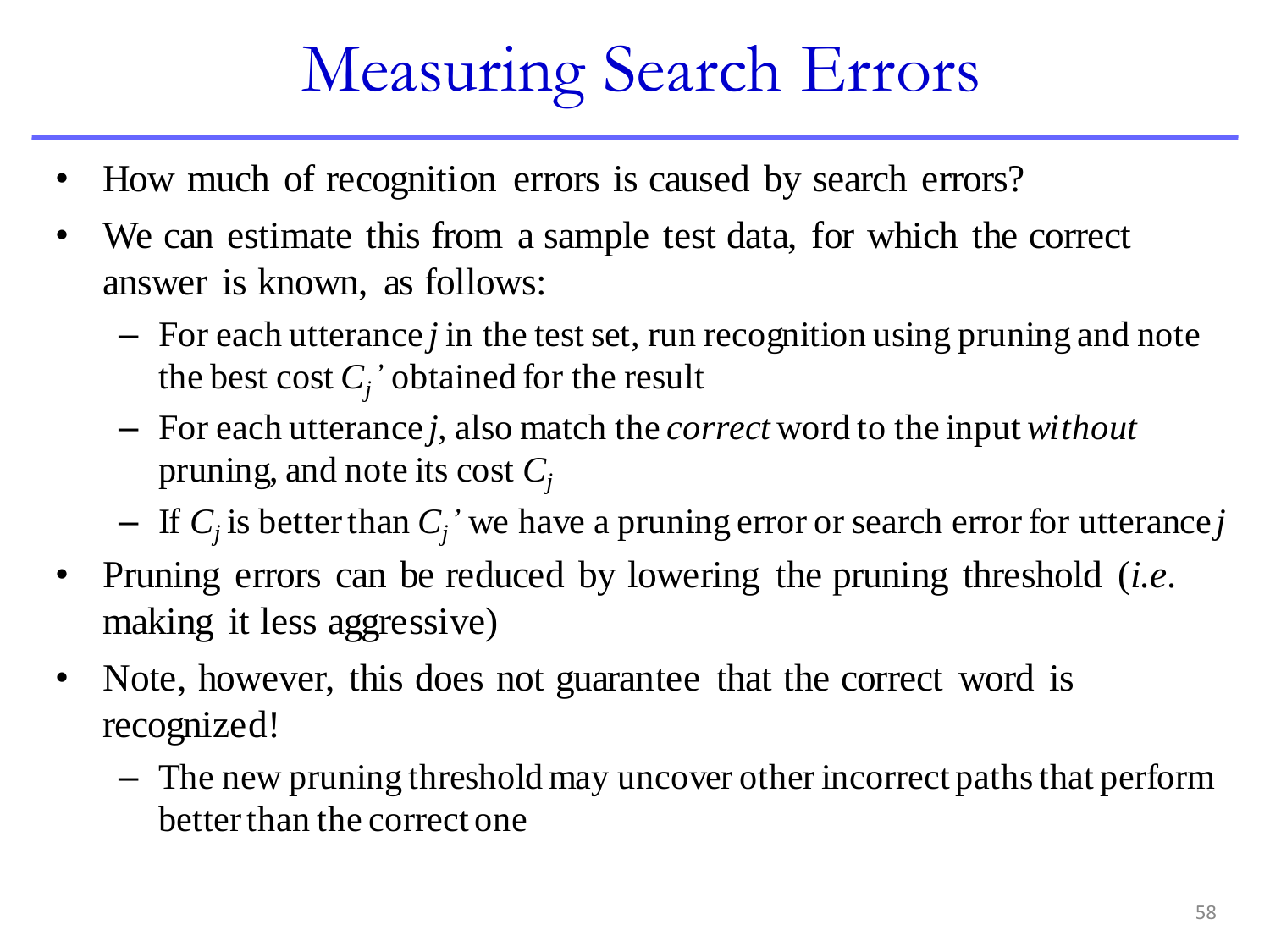# Measuring Search Errors

- How much of recognition errors is caused by search errors?
- We can estimate this from a sample test data, for which the correct answer is known, as follows:
  - For each utterance *j* in the test set, run recognition using pruning and note the best cost $C_j'$ obtained for the result
  - For each utterance *j*, also match the *correct* word to the input *without* pruning, and note its cost $C_j$
  - If $C_j$ is better than $C_j'$ we have a pruning error or search error for utterance *j*
- Pruning errors can be reduced by lowering the pruning threshold (*i.e.* making it less aggressive)
- Note, however, this does not guarantee that the correct word is recognized!
  - The new pruning threshold may uncover other incorrect paths that perform better than the correct one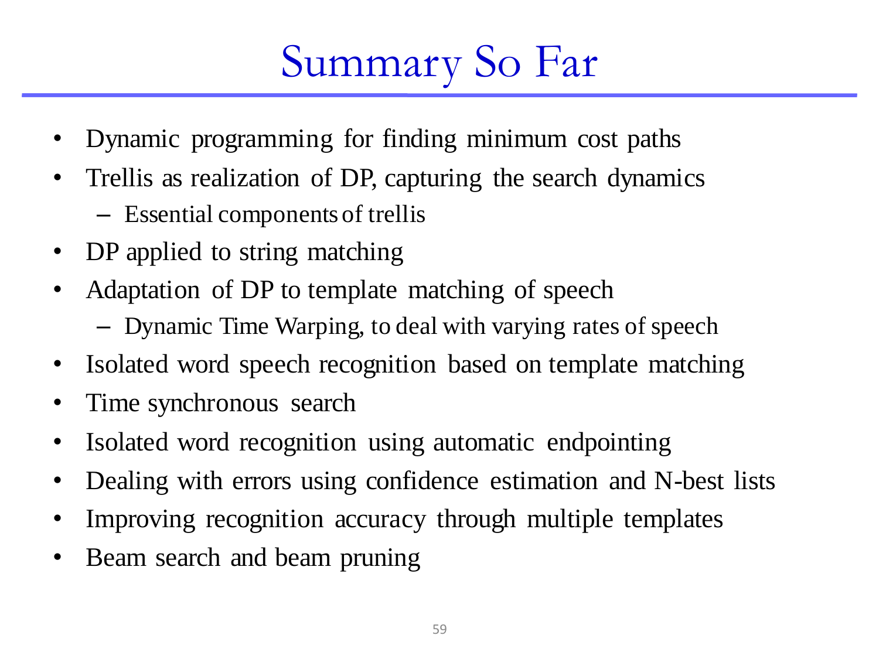# Summary So Far

- Dynamic programming for finding minimum cost paths
- Trellis as realization of DP, capturing the search dynamics
  - Essential components of trellis
- DP applied to string matching
- Adaptation of DP to template matching of speech
  - Dynamic Time Warping, to deal with varying rates of speech
- Isolated word speech recognition based on template matching
- Time synchronous search
- Isolated word recognition using automatic endpointing
- Dealing with errors using confidence estimation and N-best lists
- Improving recognition accuracy through multiple templates
- Beam search and beam pruning